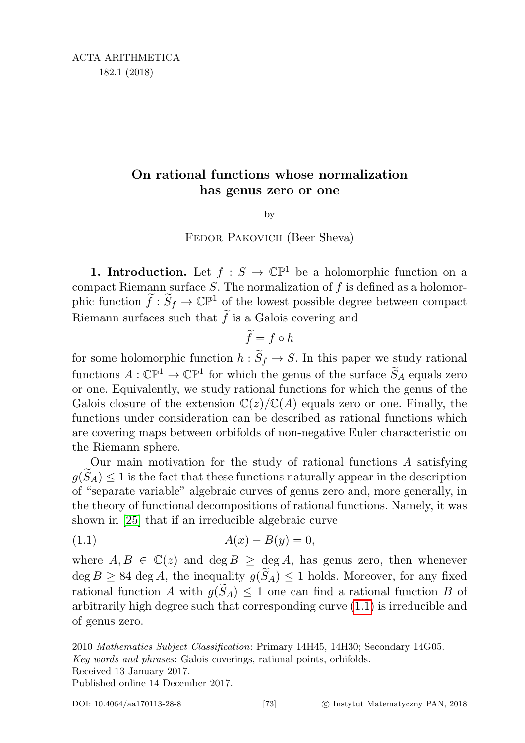# On rational functions whose normalization has genus zero or one

by

Fedor Pakovich (Beer Sheva)

**1. Introduction.** Let $f : S \to \mathbb{CP}^1$ be a holomorphic function on a compact Riemann surface $S$. The normalization of $f$ is defined as a holomorphic function $\widetilde{f} : \widetilde{S}_f \to \mathbb{CP}^1$ of the lowest possible degree between compact Riemann surfaces such that $\widetilde{f}$ is a Galois covering and

$$\widetilde{f} = f \circ h$$

for some holomorphic function $h : \widetilde{S}_f \to S$. In this paper we study rational functions $A : \mathbb{CP}^1 \to \mathbb{CP}^1$ for which the genus of the surface $\widetilde{S}_A$ equals zero or one. Equivalently, we study rational functions for which the genus of the Galois closure of the extension $\mathbb{C}(z)/\mathbb{C}(A)$ equals zero or one. Finally, the functions under consideration can be described as rational functions which are covering maps between orbifolds of non-negative Euler characteristic on the Riemann sphere.

Our main motivation for the study of rational functions $A$ satisfying $g(\widetilde{S}_A) \leq 1$ is the fact that these functions naturally appear in the description of "separate variable" algebraic curves of genus zero and, more generally, in the theory of functional decompositions of rational functions. Namely, it was shown in [25] that if an irreducible algebraic curve

$$A(x) - B(y) = 0, \tag{1.1}$$

where $A, B \in \mathbb{C}(z)$ and $\deg B \geq \deg A$, has genus zero, then whenever $\deg B \geq 84 \deg A$, the inequality $g(\widetilde{S}_A) \leq 1$ holds. Moreover, for any fixed rational function $A$ with $g(\widetilde{S}_A) \leq 1$ one can find a rational function $B$ of arbitrarily high degree such that corresponding curve (1.1) is irreducible and of genus zero.

---

2010 *Mathematics Subject Classification*: Primary 14H45, 14H30; Secondary 14G05.

*Key words and phrases*: Galois coverings, rational points, orbifolds.

Received 13 January 2017.

Published online 14 December 2017.

DOI: 10.4064/aa170113-28-8 © Instytut Matematyczny PAN, 2018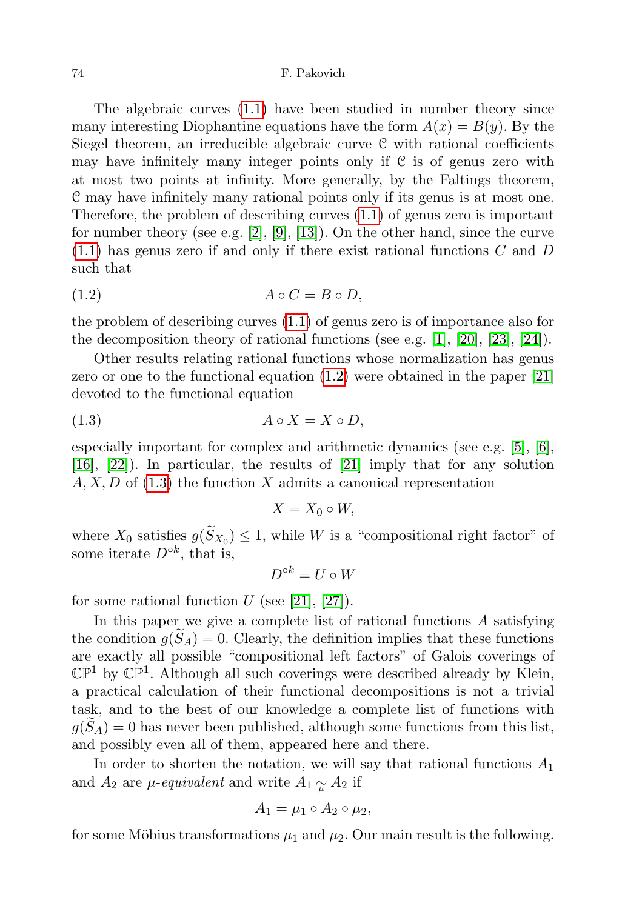The algebraic curves (1.1) have been studied in number theory since many interesting Diophantine equations have the form $A(x) = B(y)$. By the Siegel theorem, an irreducible algebraic curve $\mathcal{C}$ with rational coefficients may have infinitely many integer points only if $\mathcal{C}$ is of genus zero with at most two points at infinity. More generally, by the Faltings theorem, $\mathcal{C}$ may have infinitely many rational points only if its genus is at most one. Therefore, the problem of describing curves (1.1) of genus zero is important for number theory (see e.g. [2], [9], [13]). On the other hand, since the curve (1.1) has genus zero if and only if there exist rational functions $C$ and $D$ such that

$$A \circ C = B \circ D, \tag{1.2}$$

the problem of describing curves (1.1) of genus zero is of importance also for the decomposition theory of rational functions (see e.g. [1], [20], [23], [24]).

Other results relating rational functions whose normalization has genus zero or one to the functional equation (1.2) were obtained in the paper [21] devoted to the functional equation

$$A \circ X = X \circ D, \tag{1.3}$$

especially important for complex and arithmetic dynamics (see e.g. [5], [6], [16], [22]). In particular, the results of [21] imply that for any solution $A, X, D$ of (1.3) the function $X$ admits a canonical representation

$$X = X_0 \circ W,$$

where $X_0$ satisfies $g(\widetilde{S}_{X_0}) \leq 1$, while $W$ is a "compositional right factor" of some iterate $D^{\circ k}$, that is,

$$D^{\circ k} = U \circ W$$

for some rational function $U$ (see [21], [27]).

In this paper we give a complete list of rational functions $A$ satisfying the condition $g(\widetilde{S}_A) = 0$. Clearly, the definition implies that these functions are exactly all possible "compositional left factors" of Galois coverings of $\mathbb{CP}^1$ by $\mathbb{CP}^1$. Although all such coverings were described already by Klein, a practical calculation of their functional decompositions is not a trivial task, and to the best of our knowledge a complete list of functions with $g(\widetilde{S}_A) = 0$ has never been published, although some functions from this list, and possibly even all of them, appeared here and there.

In order to shorten the notation, we will say that rational functions $A_1$ and $A_2$ are *μ-equivalent* and write $A_1 \underset{\mu}{\sim} A_2$ if

$$A_1 = \mu_1 \circ A_2 \circ \mu_2,$$

for some Möbius transformations $\mu_1$ and $\mu_2$. Our main result is the following.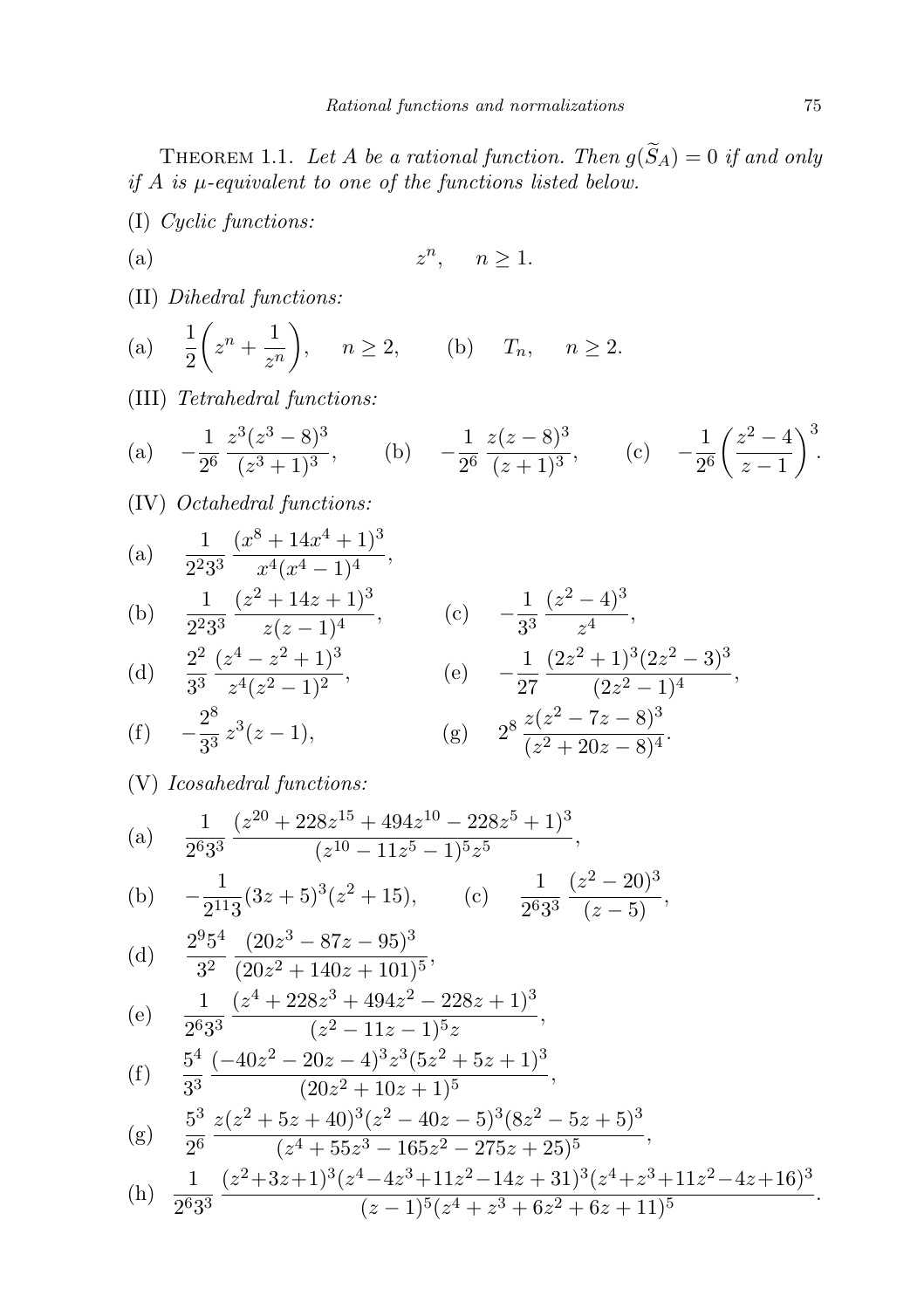**Theorem 1.1.** *Let $A$ be a rational function. Then $g(\widetilde{S}_A) = 0$ if and only if $A$ is $\mu$-equivalent to one of the functions listed below.*

(I) *Cyclic functions:*

(a) $$z^n, \quad n \geq 1.$$

(II) *Dihedral functions:*

(a) $\dfrac{1}{2}\left(z^n + \dfrac{1}{z^n}\right), \quad n \geq 2,$ (b) $T_n, \quad n \geq 2.$

(III) *Tetrahedral functions:*

(a) $-\dfrac{1}{2^6}\,\dfrac{z^3(z^3-8)^3}{(z^3+1)^3},$ (b) $-\dfrac{1}{2^6}\,\dfrac{z(z-8)^3}{(z+1)^3},$ (c) $-\dfrac{1}{2^6}\left(\dfrac{z^2-4}{z-1}\right)^3.$

(IV) *Octahedral functions:*

(a) $\dfrac{1}{2^2 3^3}\,\dfrac{(x^8+14x^4+1)^3}{x^4(x^4-1)^4},$

(b) $\dfrac{1}{2^2 3^3}\,\dfrac{(z^2+14z+1)^3}{z(z-1)^4},$ (c) $-\dfrac{1}{3^3}\,\dfrac{(z^2-4)^3}{z^4},$

(d) $\dfrac{2^2}{3^3}\,\dfrac{(z^4-z^2+1)^3}{z^4(z^2-1)^2},$ (e) $-\dfrac{1}{27}\,\dfrac{(2z^2+1)^3(2z^2-3)^3}{(2z^2-1)^4},$

(f) $-\dfrac{2^8}{3^3}\,z^3(z-1),$ (g) $2^8\,\dfrac{z(z^2-7z-8)^3}{(z^2+20z-8)^4}.$

(V) *Icosahedral functions:*

(a) $\dfrac{1}{2^6 3^3}\,\dfrac{(z^{20}+228z^{15}+494z^{10}-228z^5+1)^3}{(z^{10}-11z^5-1)^5 z^5},$

(b) $-\dfrac{1}{2^{11}3}(3z+5)^3(z^2+15),$ (c) $\dfrac{1}{2^6 3^3}\,\dfrac{(z^2-20)^3}{(z-5)},$

(d) $\dfrac{2^9 5^4}{3^2}\,\dfrac{(20z^3-87z-95)^3}{(20z^2+140z+101)^5},$

(e) $\dfrac{1}{2^6 3^3}\,\dfrac{(z^4+228z^3+494z^2-228z+1)^3}{(z^2-11z-1)^5 z},$

(f) $\dfrac{5^4}{3^3}\,\dfrac{(-40z^2-20z-4)^3 z^3(5z^2+5z+1)^3}{(20z^2+10z+1)^5},$

(g) $\dfrac{5^3}{2^6}\,\dfrac{z(z^2+5z+40)^3(z^2-40z-5)^3(8z^2-5z+5)^3}{(z^4+55z^3-165z^2-275z+25)^5},$

(h) $\dfrac{1}{2^6 3^3}\,\dfrac{(z^2+3z+1)^3(z^4-4z^3+11z^2-14z+31)^3(z^4+z^3+11z^2-4z+16)^3}{(z-1)^5(z^4+z^3+6z^2+6z+11)^5}.$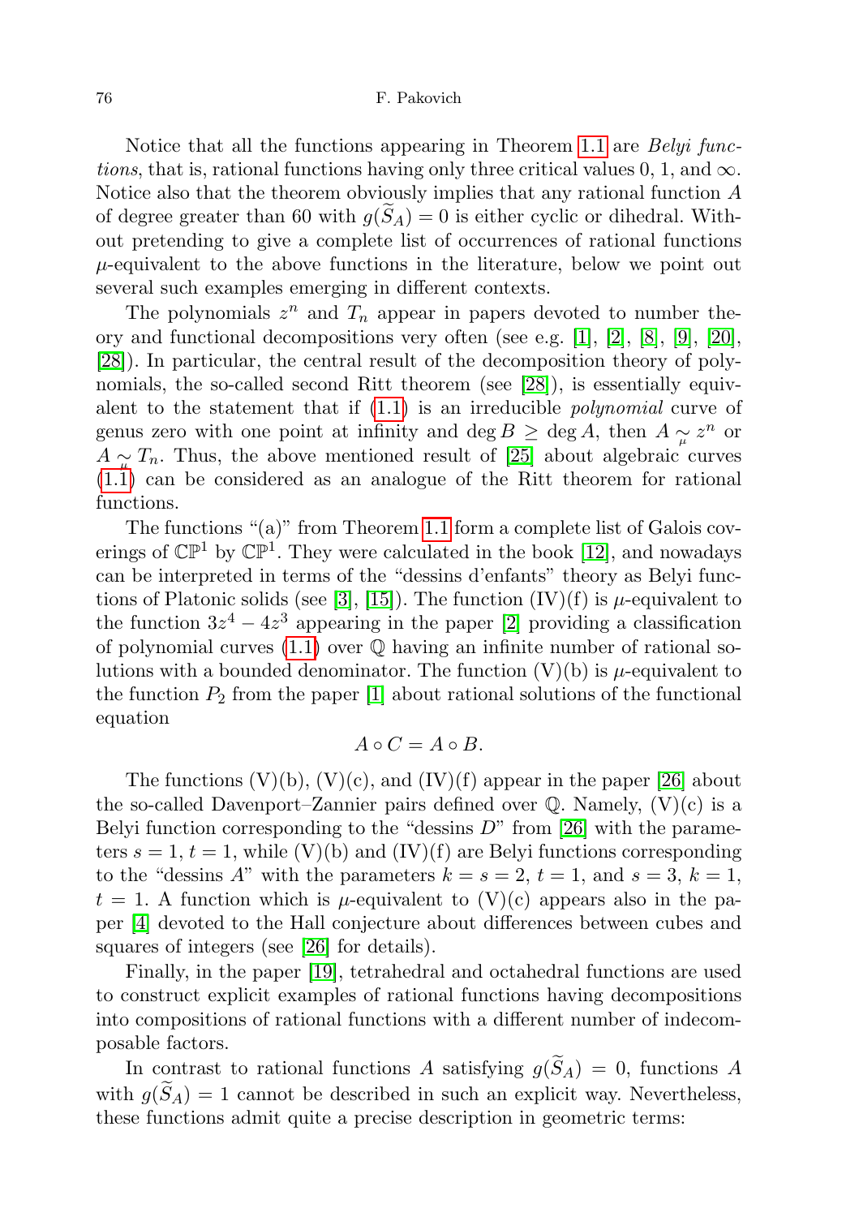Notice that all the functions appearing in Theorem 1.1 are *Belyi functions*, that is, rational functions having only three critical values 0, 1, and $\infty$. Notice also that the theorem obviously implies that any rational function $A$ of degree greater than 60 with $g(\widetilde{S}_A) = 0$ is either cyclic or dihedral. Without pretending to give a complete list of occurrences of rational functions $\mu$-equivalent to the above functions in the literature, below we point out several such examples emerging in different contexts.

The polynomials $z^n$ and $T_n$ appear in papers devoted to number theory and functional decompositions very often (see e.g. [1], [2], [8], [9], [20], [28]). In particular, the central result of the decomposition theory of polynomials, the so-called second Ritt theorem (see [28]), is essentially equivalent to the statement that if (1.1) is an irreducible *polynomial* curve of genus zero with one point at infinity and $\deg B \geq \deg A$, then $A \underset{\mu}{\sim} z^n$ or $A \underset{\mu}{\sim} T_n$. Thus, the above mentioned result of [25] about algebraic curves (1.1) can be considered as an analogue of the Ritt theorem for rational functions.

The functions "(a)" from Theorem 1.1 form a complete list of Galois coverings of $\mathbb{CP}^1$ by $\mathbb{CP}^1$. They were calculated in the book [12], and nowadays can be interpreted in terms of the "dessins d'enfants" theory as Belyi functions of Platonic solids (see [3], [15]). The function (IV)(f) is $\mu$-equivalent to the function $3z^4 - 4z^3$ appearing in the paper [2] providing a classification of polynomial curves (1.1) over $\mathbb{Q}$ having an infinite number of rational solutions with a bounded denominator. The function (V)(b) is $\mu$-equivalent to the function $P_2$ from the paper [1] about rational solutions of the functional equation

$$A \circ C = A \circ B.$$

The functions (V)(b), (V)(c), and (IV)(f) appear in the paper [26] about the so-called Davenport–Zannier pairs defined over $\mathbb{Q}$. Namely, (V)(c) is a Belyi function corresponding to the "dessins $D$" from [26] with the parameters $s = 1$, $t = 1$, while (V)(b) and (IV)(f) are Belyi functions corresponding to the "dessins $A$" with the parameters $k = s = 2$, $t = 1$, and $s = 3$, $k = 1$, $t = 1$. A function which is $\mu$-equivalent to (V)(c) appears also in the paper [4] devoted to the Hall conjecture about differences between cubes and squares of integers (see [26] for details).

Finally, in the paper [19], tetrahedral and octahedral functions are used to construct explicit examples of rational functions having decompositions into compositions of rational functions with a different number of indecomposable factors.

In contrast to rational functions $A$ satisfying $g(\widetilde{S}_A) = 0$, functions $A$ with $g(\widetilde{S}_A) = 1$ cannot be described in such an explicit way. Nevertheless, these functions admit quite a precise description in geometric terms: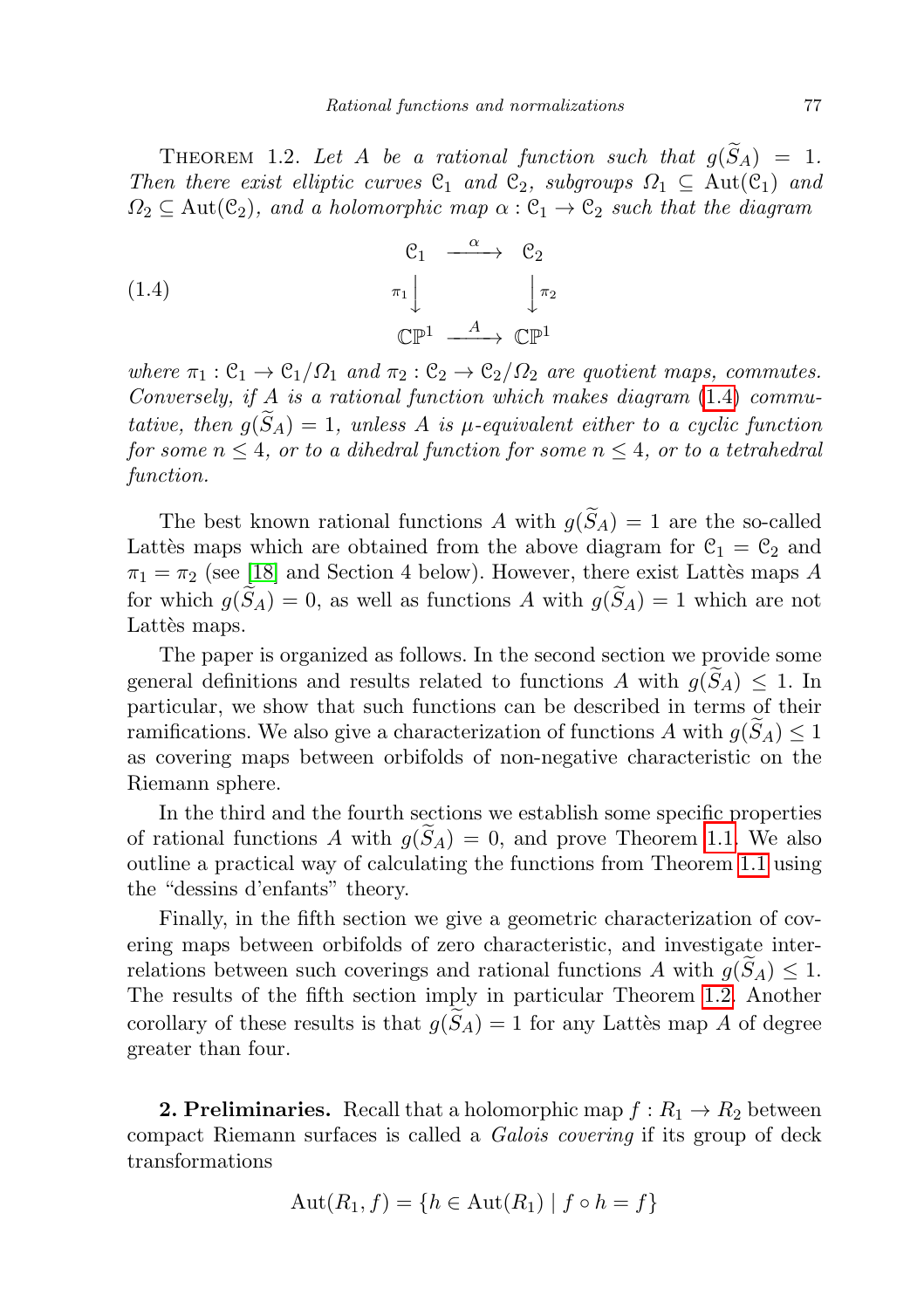Theorem 1.2. *Let $A$ be a rational function such that $g(\widetilde{S}_A) = 1$. Then there exist elliptic curves $\mathcal{C}_1$ and $\mathcal{C}_2$, subgroups $\Omega_1 \subseteq \mathrm{Aut}(\mathcal{C}_1)$ and $\Omega_2 \subseteq \mathrm{Aut}(\mathcal{C}_2)$, and a holomorphic map $\alpha : \mathcal{C}_1 \to \mathcal{C}_2$ such that the diagram*

$$
\begin{array}{ccc}
\mathcal{C}_1 & \xrightarrow{\ \alpha\ } & \mathcal{C}_2 \\
{\scriptstyle \pi_1}\downarrow & & \downarrow{\scriptstyle \pi_2} \\
\mathbb{CP}^1 & \xrightarrow{\ A\ } & \mathbb{CP}^1
\end{array}
\tag{1.4}
$$

*where $\pi_1 : \mathcal{C}_1 \to \mathcal{C}_1/\Omega_1$ and $\pi_2 : \mathcal{C}_2 \to \mathcal{C}_2/\Omega_2$ are quotient maps, commutes. Conversely, if $A$ is a rational function which makes diagram (1.4) commutative, then $g(\widetilde{S}_A) = 1$, unless $A$ is $\mu$-equivalent either to a cyclic function for some $n \le 4$, or to a dihedral function for some $n \le 4$, or to a tetrahedral function.*

The best known rational functions $A$ with $g(\widetilde{S}_A) = 1$ are the so-called Lattès maps which are obtained from the above diagram for $\mathcal{C}_1 = \mathcal{C}_2$ and $\pi_1 = \pi_2$ (see [18] and Section 4 below). However, there exist Lattès maps $A$ for which $g(\widetilde{S}_A) = 0$, as well as functions $A$ with $g(\widetilde{S}_A) = 1$ which are not Lattès maps.

The paper is organized as follows. In the second section we provide some general definitions and results related to functions $A$ with $g(\widetilde{S}_A) \le 1$. In particular, we show that such functions can be described in terms of their ramifications. We also give a characterization of functions $A$ with $g(\widetilde{S}_A) \le 1$ as covering maps between orbifolds of non-negative characteristic on the Riemann sphere.

In the third and the fourth sections we establish some specific properties of rational functions $A$ with $g(\widetilde{S}_A) = 0$, and prove Theorem 1.1. We also outline a practical way of calculating the functions from Theorem 1.1 using the "dessins d'enfants" theory.

Finally, in the fifth section we give a geometric characterization of covering maps between orbifolds of zero characteristic, and investigate interrelations between such coverings and rational functions $A$ with $g(\widetilde{S}_A) \le 1$. The results of the fifth section imply in particular Theorem 1.2. Another corollary of these results is that $g(\widetilde{S}_A) = 1$ for any Lattès map $A$ of degree greater than four.

## 2. Preliminaries.

Recall that a holomorphic map $f : R_1 \to R_2$ between compact Riemann surfaces is called a *Galois covering* if its group of deck transformations

$$\mathrm{Aut}(R_1, f) = \{h \in \mathrm{Aut}(R_1) \mid f \circ h = f\}$$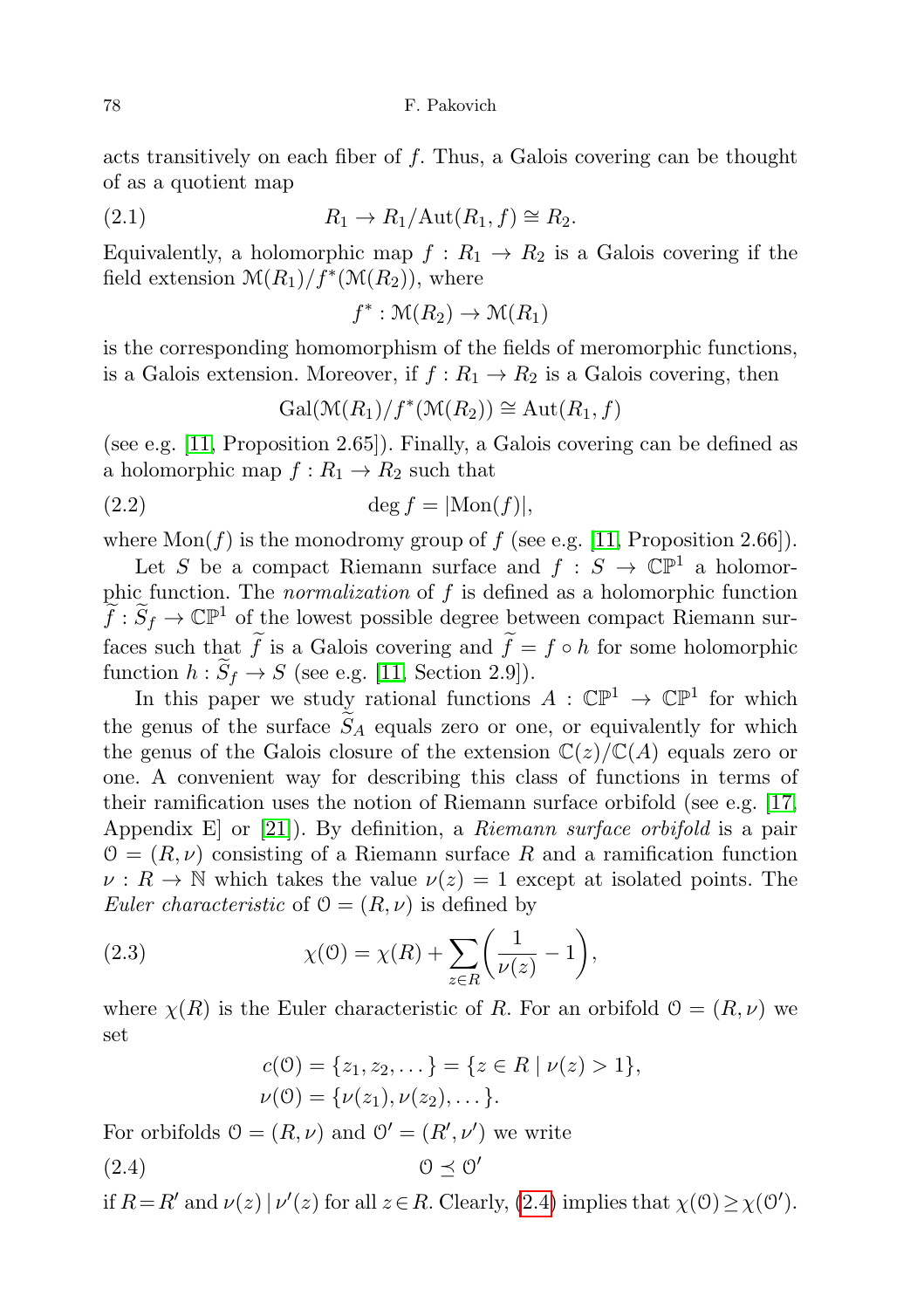acts transitively on each fiber of $f$. Thus, a Galois covering can be thought of as a quotient map

$$R_1 \to R_1/\mathrm{Aut}(R_1, f) \cong R_2. \tag{2.1}$$

Equivalently, a holomorphic map $f : R_1 \to R_2$ is a Galois covering if the field extension $\mathcal{M}(R_1)/f^*(\mathcal{M}(R_2))$, where

$$f^* : \mathcal{M}(R_2) \to \mathcal{M}(R_1)$$

is the corresponding homomorphism of the fields of meromorphic functions, is a Galois extension. Moreover, if $f : R_1 \to R_2$ is a Galois covering, then

$$\mathrm{Gal}(\mathcal{M}(R_1)/f^*(\mathcal{M}(R_2)) \cong \mathrm{Aut}(R_1, f)$$

(see e.g. [11, Proposition 2.65]). Finally, a Galois covering can be defined as a holomorphic map $f : R_1 \to R_2$ such that

$$\deg f = |\mathrm{Mon}(f)|, \tag{2.2}$$

where $\mathrm{Mon}(f)$ is the monodromy group of $f$ (see e.g. [11, Proposition 2.66]).

Let $S$ be a compact Riemann surface and $f : S \to \mathbb{CP}^1$ a holomorphic function. The *normalization* of $f$ is defined as a holomorphic function $\widetilde{f} : \widetilde{S}_f \to \mathbb{CP}^1$ of the lowest possible degree between compact Riemann surfaces such that $\widetilde{f}$ is a Galois covering and $\widetilde{f} = f \circ h$ for some holomorphic function $h : \widetilde{S}_f \to S$ (see e.g. [11, Section 2.9]).

In this paper we study rational functions $A : \mathbb{CP}^1 \to \mathbb{CP}^1$ for which the genus of the surface $\widetilde{S}_A$ equals zero or one, or equivalently for which the genus of the Galois closure of the extension $\mathbb{C}(z)/\mathbb{C}(A)$ equals zero or one. A convenient way for describing this class of functions in terms of their ramification uses the notion of Riemann surface orbifold (see e.g. [17, Appendix E] or [21]). By definition, a *Riemann surface orbifold* is a pair $\mathcal{O} = (R, \nu)$ consisting of a Riemann surface $R$ and a ramification function $\nu : R \to \mathbb{N}$ which takes the value $\nu(z) = 1$ except at isolated points. The *Euler characteristic* of $\mathcal{O} = (R, \nu)$ is defined by

$$\chi(\mathcal{O}) = \chi(R) + \sum_{z \in R} \left( \frac{1}{\nu(z)} - 1 \right), \tag{2.3}$$

where $\chi(R)$ is the Euler characteristic of $R$. For an orbifold $\mathcal{O} = (R, \nu)$ we set

$$c(\mathcal{O}) = \{z_1, z_2, \dots\} = \{z \in R \mid \nu(z) > 1\},$$
$$\nu(\mathcal{O}) = \{\nu(z_1), \nu(z_2), \dots\}.$$

For orbifolds $\mathcal{O} = (R, \nu)$ and $\mathcal{O}' = (R', \nu')$ we write

$$\mathcal{O} \preceq \mathcal{O}' \tag{2.4}$$

if $R = R'$ and $\nu(z) \mid \nu'(z)$ for all $z \in R$. Clearly, (2.4) implies that $\chi(\mathcal{O}) \geq \chi(\mathcal{O}')$.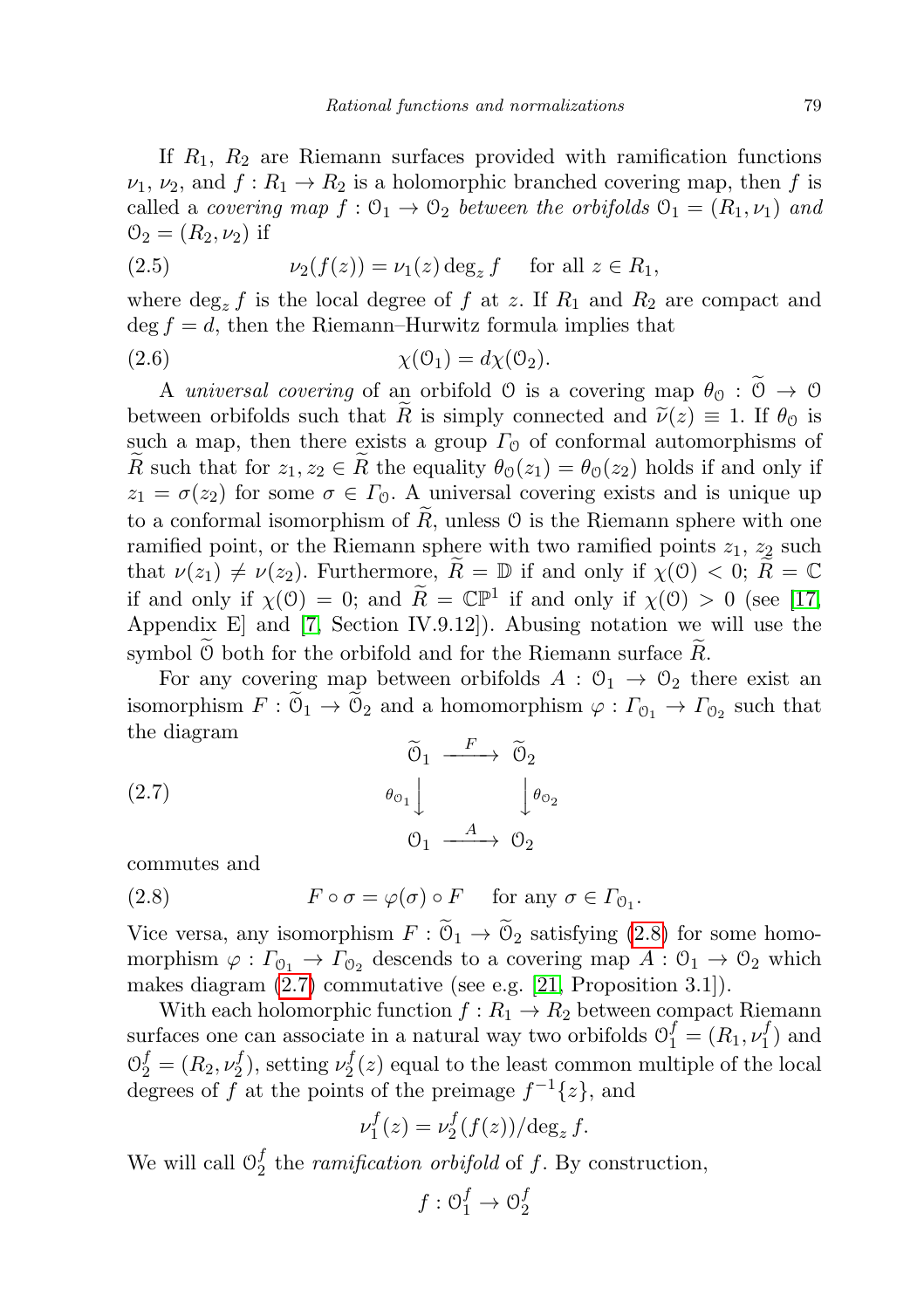If $R_1$, $R_2$ are Riemann surfaces provided with ramification functions $\nu_1$, $\nu_2$, and $f : R_1 \to R_2$ is a holomorphic branched covering map, then $f$ is called a *covering map* $f : \mathcal{O}_1 \to \mathcal{O}_2$ *between the orbifolds* $\mathcal{O}_1 = (R_1, \nu_1)$ *and* $\mathcal{O}_2 = (R_2, \nu_2)$ if

$$\nu_2(f(z)) = \nu_1(z) \deg_z f \quad \text{for all } z \in R_1, \tag{2.5}$$

where $\deg_z f$ is the local degree of $f$ at $z$. If $R_1$ and $R_2$ are compact and $\deg f = d$, then the Riemann–Hurwitz formula implies that

$$\chi(\mathcal{O}_1) = d\chi(\mathcal{O}_2). \tag{2.6}$$

A *universal covering* of an orbifold $\mathcal{O}$ is a covering map $\theta_{\mathcal{O}} : \widetilde{\mathcal{O}} \to \mathcal{O}$ between orbifolds such that $\widetilde{R}$ is simply connected and $\widetilde{\nu}(z) \equiv 1$. If $\theta_{\mathcal{O}}$ is such a map, then there exists a group $\Gamma_{\mathcal{O}}$ of conformal automorphisms of $\widetilde{R}$ such that for $z_1, z_2 \in \widetilde{R}$ the equality $\theta_{\mathcal{O}}(z_1) = \theta_{\mathcal{O}}(z_2)$ holds if and only if $z_1 = \sigma(z_2)$ for some $\sigma \in \Gamma_{\mathcal{O}}$. A universal covering exists and is unique up to a conformal isomorphism of $\widetilde{R}$, unless $\mathcal{O}$ is the Riemann sphere with one ramified point, or the Riemann sphere with two ramified points $z_1$, $z_2$ such that $\nu(z_1) \neq \nu(z_2)$. Furthermore, $\widetilde{R} = \mathbb{D}$ if and only if $\chi(\mathcal{O}) < 0$; $\widetilde{R} = \mathbb{C}$ if and only if $\chi(\mathcal{O}) = 0$; and $\widetilde{R} = \mathbb{CP}^1$ if and only if $\chi(\mathcal{O}) > 0$ (see [17, Appendix E] and [7, Section IV.9.12]). Abusing notation we will use the symbol $\widetilde{\mathcal{O}}$ both for the orbifold and for the Riemann surface $\widetilde{R}$.

For any covering map between orbifolds $A : \mathcal{O}_1 \to \mathcal{O}_2$ there exist an isomorphism $F : \widetilde{\mathcal{O}}_1 \to \widetilde{\mathcal{O}}_2$ and a homomorphism $\varphi : \Gamma_{\mathcal{O}_1} \to \Gamma_{\mathcal{O}_2}$ such that the diagram

$$\begin{array}{ccc} \widetilde{\mathcal{O}}_1 & \xrightarrow{F} & \widetilde{\mathcal{O}}_2 \\ \theta_{\mathcal{O}_1}\big\downarrow & & \big\downarrow\theta_{\mathcal{O}_2} \\ \mathcal{O}_1 & \xrightarrow{A} & \mathcal{O}_2 \end{array} \tag{2.7}$$

commutes and

$$F \circ \sigma = \varphi(\sigma) \circ F \quad \text{for any } \sigma \in \Gamma_{\mathcal{O}_1}. \tag{2.8}$$

Vice versa, any isomorphism $F : \widetilde{\mathcal{O}}_1 \to \widetilde{\mathcal{O}}_2$ satisfying (2.8) for some homomorphism $\varphi : \Gamma_{\mathcal{O}_1} \to \Gamma_{\mathcal{O}_2}$ descends to a covering map $A : \mathcal{O}_1 \to \mathcal{O}_2$ which makes diagram (2.7) commutative (see e.g. [21, Proposition 3.1]).

With each holomorphic function $f : R_1 \to R_2$ between compact Riemann surfaces one can associate in a natural way two orbifolds $\mathcal{O}_1^f = (R_1, \nu_1^f)$ and $\mathcal{O}_2^f = (R_2, \nu_2^f)$, setting $\nu_2^f(z)$ equal to the least common multiple of the local degrees of $f$ at the points of the preimage $f^{-1}\{z\}$, and

$$\nu_1^f(z) = \nu_2^f(f(z))/\deg_z f.$$

We will call $\mathcal{O}_2^f$ the *ramification orbifold* of $f$. By construction,

$$f : \mathcal{O}_1^f \to \mathcal{O}_2^f$$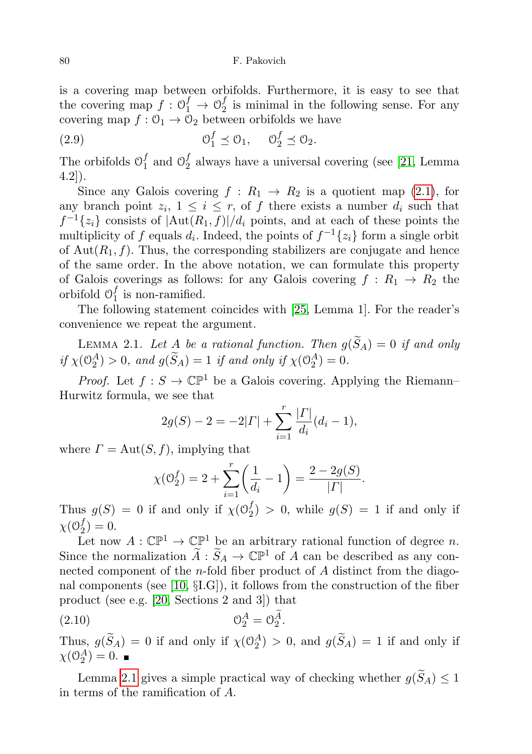is a covering map between orbifolds. Furthermore, it is easy to see that the covering map $f : \mathcal{O}_1^f \to \mathcal{O}_2^f$ is minimal in the following sense. For any covering map $f : \mathcal{O}_1 \to \mathcal{O}_2$ between orbifolds we have

$$\mathcal{O}_1^f \preceq \mathcal{O}_1, \quad \mathcal{O}_2^f \preceq \mathcal{O}_2. \tag{2.9}$$

The orbifolds $\mathcal{O}_1^f$ and $\mathcal{O}_2^f$ always have a universal covering (see [21, Lemma 4.2]).

Since any Galois covering $f : R_1 \to R_2$ is a quotient map (2.1), for any branch point $z_i$, $1 \le i \le r$, of $f$ there exists a number $d_i$ such that $f^{-1}\{z_i\}$ consists of $|\mathrm{Aut}(R_1, f)|/d_i$ points, and at each of these points the multiplicity of $f$ equals $d_i$. Indeed, the points of $f^{-1}\{z_i\}$ form a single orbit of $\mathrm{Aut}(R_1, f)$. Thus, the corresponding stabilizers are conjugate and hence of the same order. In the above notation, we can formulate this property of Galois coverings as follows: for any Galois covering $f : R_1 \to R_2$ the orbifold $\mathcal{O}_1^f$ is non-ramified.

The following statement coincides with [25, Lemma 1]. For the reader's convenience we repeat the argument.

Lemma 2.1. *Let $A$ be a rational function. Then $g(\widetilde{S}_A) = 0$ if and only if $\chi(\mathcal{O}_2^A) > 0$, and $g(\widetilde{S}_A) = 1$ if and only if $\chi(\mathcal{O}_2^A) = 0$.*

*Proof.* Let $f : S \to \mathbb{CP}^1$ be a Galois covering. Applying the Riemann–Hurwitz formula, we see that

$$2g(S) - 2 = -2|\Gamma| + \sum_{i=1}^{r} \frac{|\Gamma|}{d_i}(d_i - 1),$$

where $\Gamma = \mathrm{Aut}(S, f)$, implying that

$$\chi(\mathcal{O}_2^f) = 2 + \sum_{i=1}^{r}\left(\frac{1}{d_i} - 1\right) = \frac{2 - 2g(S)}{|\Gamma|}.$$

Thus $g(S) = 0$ if and only if $\chi(\mathcal{O}_2^f) > 0$, while $g(S) = 1$ if and only if $\chi(\mathcal{O}_2^f) = 0$.

Let now $A : \mathbb{CP}^1 \to \mathbb{CP}^1$ be an arbitrary rational function of degree $n$. Since the normalization $\widetilde{A} : \widetilde{S}_A \to \mathbb{CP}^1$ of $A$ can be described as any connected component of the $n$-fold fiber product of $A$ distinct from the diagonal components (see [10, §I.G]), it follows from the construction of the fiber product (see e.g. [20, Sections 2 and 3]) that

$$\mathcal{O}_2^A = \mathcal{O}_2^{\widetilde{A}}. \tag{2.10}$$

Thus, $g(\widetilde{S}_A) = 0$ if and only if $\chi(\mathcal{O}_2^A) > 0$, and $g(\widetilde{S}_A) = 1$ if and only if $\chi(\mathcal{O}_2^A) = 0$. ∎

Lemma 2.1 gives a simple practical way of checking whether $g(\widetilde{S}_A) \le 1$ in terms of the ramification of $A$.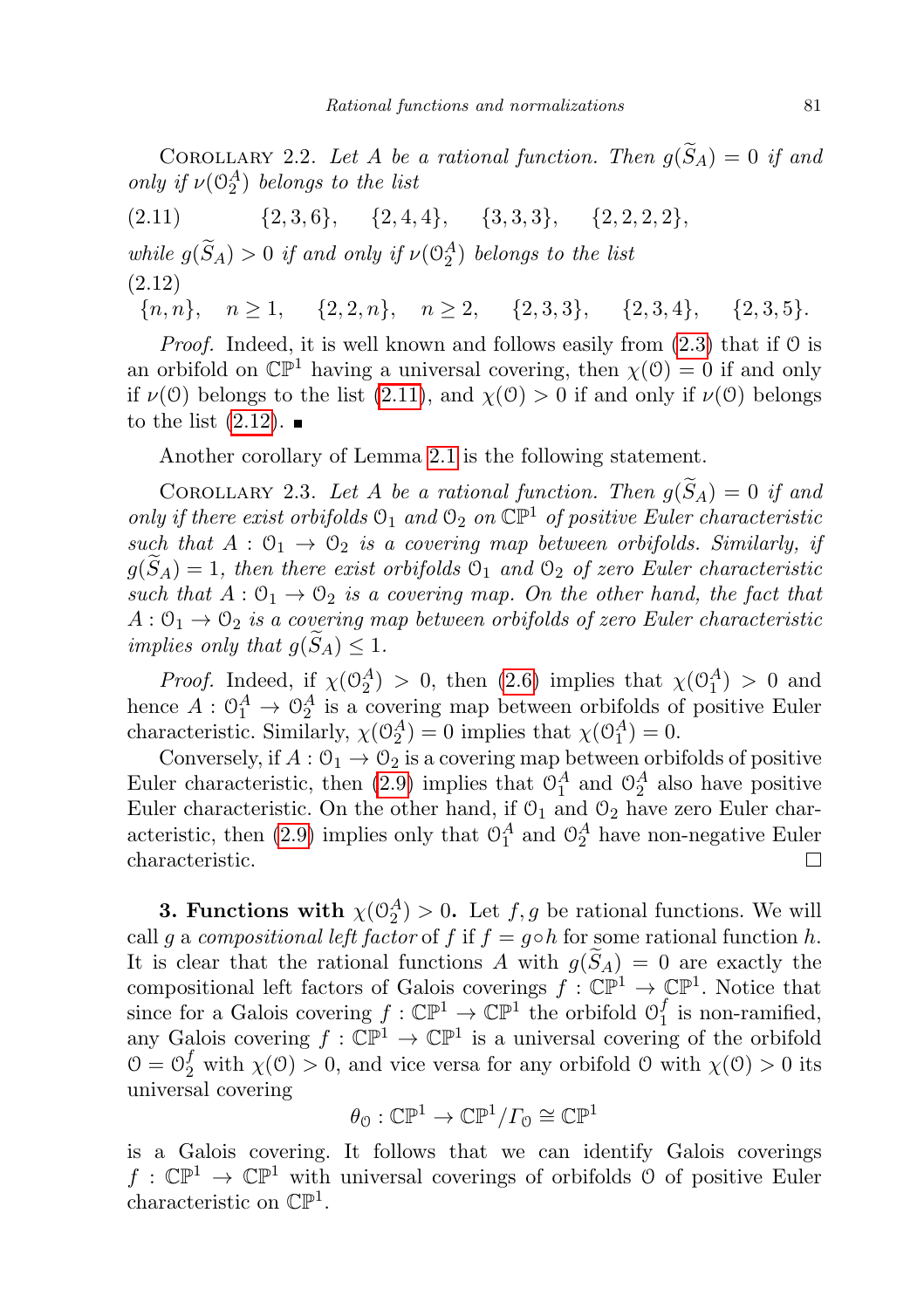Corollary 2.2. *Let $A$ be a rational function. Then $g(\widetilde{S}_A) = 0$ if and only if $\nu(\mathcal{O}_2^A)$ belongs to the list*

$$\{2,3,6\}, \quad \{2,4,4\}, \quad \{3,3,3\}, \quad \{2,2,2,2\}, \tag{2.11}$$

*while $g(\widetilde{S}_A) > 0$ if and only if $\nu(\mathcal{O}_2^A)$ belongs to the list*

$$\{n,n\}, \quad n \geq 1, \quad \{2,2,n\}, \quad n \geq 2, \quad \{2,3,3\}, \quad \{2,3,4\}, \quad \{2,3,5\}. \tag{2.12}$$

*Proof.* Indeed, it is well known and follows easily from (2.3) that if $\mathcal{O}$ is an orbifold on $\mathbb{CP}^1$ having a universal covering, then $\chi(\mathcal{O}) = 0$ if and only if $\nu(\mathcal{O})$ belongs to the list (2.11), and $\chi(\mathcal{O}) > 0$ if and only if $\nu(\mathcal{O})$ belongs to the list (2.12). ■

Another corollary of Lemma 2.1 is the following statement.

Corollary 2.3. *Let $A$ be a rational function. Then $g(\widetilde{S}_A) = 0$ if and only if there exist orbifolds $\mathcal{O}_1$ and $\mathcal{O}_2$ on $\mathbb{CP}^1$ of positive Euler characteristic such that $A : \mathcal{O}_1 \to \mathcal{O}_2$ is a covering map between orbifolds. Similarly, if $g(\widetilde{S}_A) = 1$, then there exist orbifolds $\mathcal{O}_1$ and $\mathcal{O}_2$ of zero Euler characteristic such that $A : \mathcal{O}_1 \to \mathcal{O}_2$ is a covering map. On the other hand, the fact that $A : \mathcal{O}_1 \to \mathcal{O}_2$ is a covering map between orbifolds of zero Euler characteristic implies only that $g(\widetilde{S}_A) \leq 1$.*

*Proof.* Indeed, if $\chi(\mathcal{O}_2^A) > 0$, then (2.6) implies that $\chi(\mathcal{O}_1^A) > 0$ and hence $A : \mathcal{O}_1^A \to \mathcal{O}_2^A$ is a covering map between orbifolds of positive Euler characteristic. Similarly, $\chi(\mathcal{O}_2^A) = 0$ implies that $\chi(\mathcal{O}_1^A) = 0$.

Conversely, if $A : \mathcal{O}_1 \to \mathcal{O}_2$ is a covering map between orbifolds of positive Euler characteristic, then (2.9) implies that $\mathcal{O}_1^A$ and $\mathcal{O}_2^A$ also have positive Euler characteristic. On the other hand, if $\mathcal{O}_1$ and $\mathcal{O}_2$ have zero Euler characteristic, then (2.9) implies only that $\mathcal{O}_1^A$ and $\mathcal{O}_2^A$ have non-negative Euler characteristic. □

**3. Functions with $\chi(\mathcal{O}_2^A) > 0$.** Let $f, g$ be rational functions. We will call $g$ a *compositional left factor* of $f$ if $f = g \circ h$ for some rational function $h$. It is clear that the rational functions $A$ with $g(\widetilde{S}_A) = 0$ are exactly the compositional left factors of Galois coverings $f : \mathbb{CP}^1 \to \mathbb{CP}^1$. Notice that since for a Galois covering $f : \mathbb{CP}^1 \to \mathbb{CP}^1$ the orbifold $\mathcal{O}_1^f$ is non-ramified, any Galois covering $f : \mathbb{CP}^1 \to \mathbb{CP}^1$ is a universal covering of the orbifold $\mathcal{O} = \mathcal{O}_2^f$ with $\chi(\mathcal{O}) > 0$, and vice versa for any orbifold $\mathcal{O}$ with $\chi(\mathcal{O}) > 0$ its universal covering

$$\theta_{\mathcal{O}} : \mathbb{CP}^1 \to \mathbb{CP}^1/\Gamma_{\mathcal{O}} \cong \mathbb{CP}^1$$

is a Galois covering. It follows that we can identify Galois coverings $f : \mathbb{CP}^1 \to \mathbb{CP}^1$ with universal coverings of orbifolds $\mathcal{O}$ of positive Euler characteristic on $\mathbb{CP}^1$.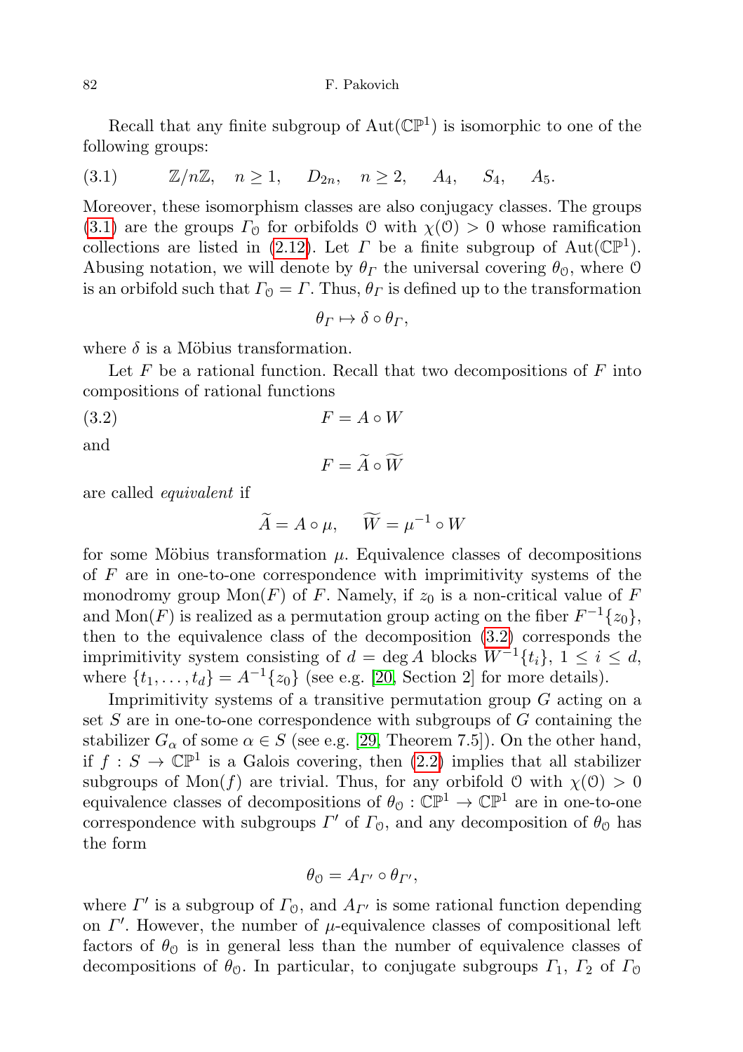Recall that any finite subgroup of $\mathrm{Aut}(\mathbb{CP}^1)$ is isomorphic to one of the following groups:

$$\mathbb{Z}/n\mathbb{Z}, \quad n \geq 1, \qquad D_{2n}, \quad n \geq 2, \qquad A_4, \qquad S_4, \qquad A_5. \tag{3.1}$$

Moreover, these isomorphism classes are also conjugacy classes. The groups (3.1) are the groups $\Gamma_{\mathcal{O}}$ for orbifolds $\mathcal{O}$ with $\chi(\mathcal{O}) > 0$ whose ramification collections are listed in (2.12). Let $\Gamma$ be a finite subgroup of $\mathrm{Aut}(\mathbb{CP}^1)$. Abusing notation, we will denote by $\theta_\Gamma$ the universal covering $\theta_{\mathcal{O}}$, where $\mathcal{O}$ is an orbifold such that $\Gamma_{\mathcal{O}} = \Gamma$. Thus, $\theta_\Gamma$ is defined up to the transformation

$$\theta_\Gamma \mapsto \delta \circ \theta_\Gamma,$$

where $\delta$ is a Möbius transformation.

Let $F$ be a rational function. Recall that two decompositions of $F$ into compositions of rational functions

$$F = A \circ W \tag{3.2}$$

and

$$F = \widetilde{A} \circ \widetilde{W}$$

are called *equivalent* if

$$\widetilde{A} = A \circ \mu, \qquad \widetilde{W} = \mu^{-1} \circ W$$

for some Möbius transformation $\mu$. Equivalence classes of decompositions of $F$ are in one-to-one correspondence with imprimitivity systems of the monodromy group $\mathrm{Mon}(F)$ of $F$. Namely, if $z_0$ is a non-critical value of $F$ and $\mathrm{Mon}(F)$ is realized as a permutation group acting on the fiber $F^{-1}\{z_0\}$, then to the equivalence class of the decomposition (3.2) corresponds the imprimitivity system consisting of $d = \deg A$ blocks $W^{-1}\{t_i\}$, $1 \leq i \leq d$, where $\{t_1, \dots, t_d\} = A^{-1}\{z_0\}$ (see e.g. [20, Section 2] for more details).

Imprimitivity systems of a transitive permutation group $G$ acting on a set $S$ are in one-to-one correspondence with subgroups of $G$ containing the stabilizer $G_\alpha$ of some $\alpha \in S$ (see e.g. [29, Theorem 7.5]). On the other hand, if $f : S \to \mathbb{CP}^1$ is a Galois covering, then (2.2) implies that all stabilizer subgroups of $\mathrm{Mon}(f)$ are trivial. Thus, for any orbifold $\mathcal{O}$ with $\chi(\mathcal{O}) > 0$ equivalence classes of decompositions of $\theta_{\mathcal{O}} : \mathbb{CP}^1 \to \mathbb{CP}^1$ are in one-to-one correspondence with subgroups $\Gamma'$ of $\Gamma_{\mathcal{O}}$, and any decomposition of $\theta_{\mathcal{O}}$ has the form

$$\theta_{\mathcal{O}} = A_{\Gamma'} \circ \theta_{\Gamma'},$$

where $\Gamma'$ is a subgroup of $\Gamma_{\mathcal{O}}$, and $A_{\Gamma'}$ is some rational function depending on $\Gamma'$. However, the number of $\mu$-equivalence classes of compositional left factors of $\theta_{\mathcal{O}}$ is in general less than the number of equivalence classes of decompositions of $\theta_{\mathcal{O}}$. In particular, to conjugate subgroups $\Gamma_1$, $\Gamma_2$ of $\Gamma_{\mathcal{O}}$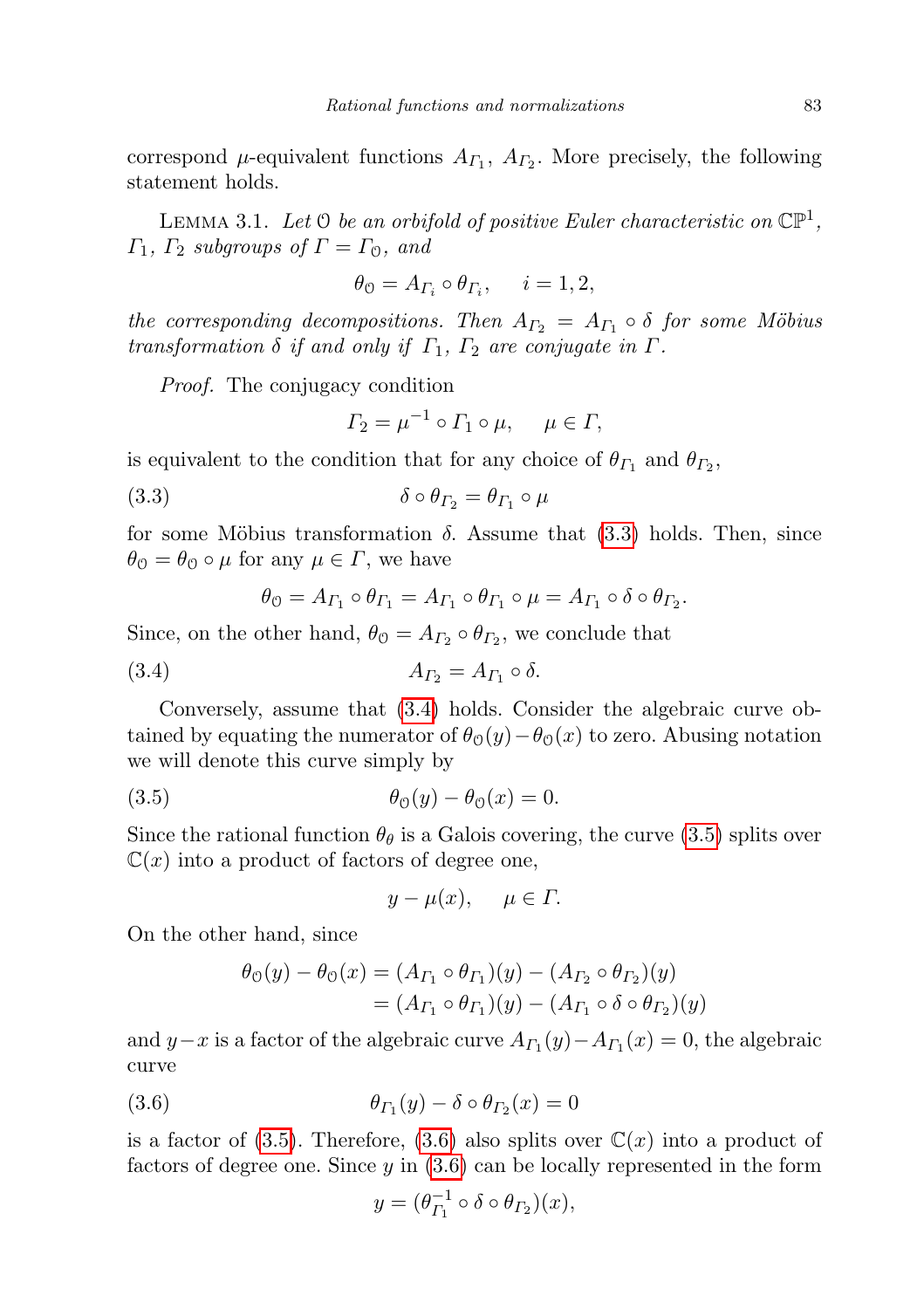correspond $\mu$-equivalent functions $A_{\Gamma_1}$, $A_{\Gamma_2}$. More precisely, the following statement holds.

LEMMA 3.1. *Let $\mathcal{O}$ be an orbifold of positive Euler characteristic on $\mathbb{CP}^1$, $\Gamma_1$, $\Gamma_2$ subgroups of $\Gamma = \Gamma_{\mathcal{O}}$, and*

$$\theta_{\mathcal{O}} = A_{\Gamma_i} \circ \theta_{\Gamma_i}, \quad i = 1, 2,$$

*the corresponding decompositions. Then $A_{\Gamma_2} = A_{\Gamma_1} \circ \delta$ for some Möbius transformation $\delta$ if and only if $\Gamma_1$, $\Gamma_2$ are conjugate in $\Gamma$.*

*Proof.* The conjugacy condition

$$\Gamma_2 = \mu^{-1} \circ \Gamma_1 \circ \mu, \quad \mu \in \Gamma,$$

is equivalent to the condition that for any choice of $\theta_{\Gamma_1}$ and $\theta_{\Gamma_2}$,

$$\delta \circ \theta_{\Gamma_2} = \theta_{\Gamma_1} \circ \mu \tag{3.3}$$

for some Möbius transformation $\delta$. Assume that (3.3) holds. Then, since $\theta_{\mathcal{O}} = \theta_{\mathcal{O}} \circ \mu$ for any $\mu \in \Gamma$, we have

$$\theta_{\mathcal{O}} = A_{\Gamma_1} \circ \theta_{\Gamma_1} = A_{\Gamma_1} \circ \theta_{\Gamma_1} \circ \mu = A_{\Gamma_1} \circ \delta \circ \theta_{\Gamma_2}.$$

Since, on the other hand, $\theta_{\mathcal{O}} = A_{\Gamma_2} \circ \theta_{\Gamma_2}$, we conclude that

$$A_{\Gamma_2} = A_{\Gamma_1} \circ \delta. \tag{3.4}$$

Conversely, assume that (3.4) holds. Consider the algebraic curve obtained by equating the numerator of $\theta_{\mathcal{O}}(y) - \theta_{\mathcal{O}}(x)$ to zero. Abusing notation we will denote this curve simply by

$$\theta_{\mathcal{O}}(y) - \theta_{\mathcal{O}}(x) = 0. \tag{3.5}$$

Since the rational function $\theta_\theta$ is a Galois covering, the curve (3.5) splits over $\mathbb{C}(x)$ into a product of factors of degree one,

$$y - \mu(x), \quad \mu \in \Gamma.$$

On the other hand, since

$$\begin{aligned}\theta_{\mathcal{O}}(y) - \theta_{\mathcal{O}}(x) &= (A_{\Gamma_1} \circ \theta_{\Gamma_1})(y) - (A_{\Gamma_2} \circ \theta_{\Gamma_2})(y) \\ &= (A_{\Gamma_1} \circ \theta_{\Gamma_1})(y) - (A_{\Gamma_1} \circ \delta \circ \theta_{\Gamma_2})(y)\end{aligned}$$

and $y - x$ is a factor of the algebraic curve $A_{\Gamma_1}(y) - A_{\Gamma_1}(x) = 0$, the algebraic curve

$$\theta_{\Gamma_1}(y) - \delta \circ \theta_{\Gamma_2}(x) = 0 \tag{3.6}$$

is a factor of (3.5). Therefore, (3.6) also splits over $\mathbb{C}(x)$ into a product of factors of degree one. Since $y$ in (3.6) can be locally represented in the form

$$y = (\theta_{\Gamma_1}^{-1} \circ \delta \circ \theta_{\Gamma_2})(x),$$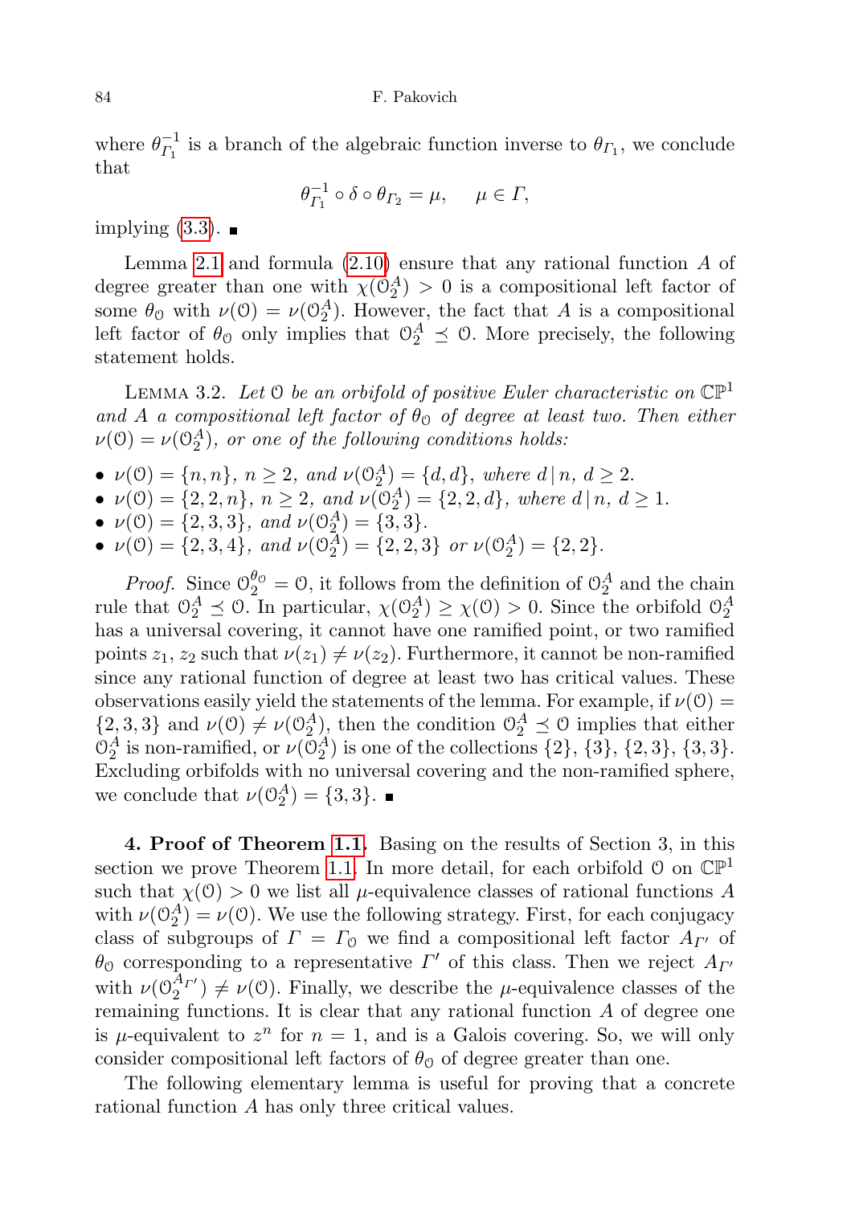where $\theta_{\Gamma_1}^{-1}$ is a branch of the algebraic function inverse to $\theta_{\Gamma_1}$, we conclude that

$$\theta_{\Gamma_1}^{-1} \circ \delta \circ \theta_{\Gamma_2} = \mu, \quad \mu \in \Gamma,$$

implying (3.3). ∎

Lemma 2.1 and formula (2.10) ensure that any rational function $A$ of degree greater than one with $\chi(\mathcal{O}_2^A) > 0$ is a compositional left factor of some $\theta_{\mathcal{O}}$ with $\nu(\mathcal{O}) = \nu(\mathcal{O}_2^A)$. However, the fact that $A$ is a compositional left factor of $\theta_{\mathcal{O}}$ only implies that $\mathcal{O}_2^A \preceq \mathcal{O}$. More precisely, the following statement holds.

Lemma 3.2. *Let $\mathcal{O}$ be an orbifold of positive Euler characteristic on $\mathbb{CP}^1$ and $A$ a compositional left factor of $\theta_{\mathcal{O}}$ of degree at least two. Then either $\nu(\mathcal{O}) = \nu(\mathcal{O}_2^A)$, or one of the following conditions holds:*

- *$\nu(\mathcal{O}) = \{n, n\}$, $n \geq 2$, and $\nu(\mathcal{O}_2^A) = \{d, d\}$, where $d \,|\, n$, $d \geq 2$.*
- *$\nu(\mathcal{O}) = \{2, 2, n\}$, $n \geq 2$, and $\nu(\mathcal{O}_2^A) = \{2, 2, d\}$, where $d \,|\, n$, $d \geq 1$.*
- *$\nu(\mathcal{O}) = \{2, 3, 3\}$, and $\nu(\mathcal{O}_2^A) = \{3, 3\}$.*
- *$\nu(\mathcal{O}) = \{2, 3, 4\}$, and $\nu(\mathcal{O}_2^A) = \{2, 2, 3\}$ or $\nu(\mathcal{O}_2^A) = \{2, 2\}$.*

*Proof.* Since $\mathcal{O}_2^{\theta_{\mathcal{O}}} = \mathcal{O}$, it follows from the definition of $\mathcal{O}_2^A$ and the chain rule that $\mathcal{O}_2^A \preceq \mathcal{O}$. In particular, $\chi(\mathcal{O}_2^A) \geq \chi(\mathcal{O}) > 0$. Since the orbifold $\mathcal{O}_2^A$ has a universal covering, it cannot have one ramified point, or two ramified points $z_1$, $z_2$ such that $\nu(z_1) \neq \nu(z_2)$. Furthermore, it cannot be non-ramified since any rational function of degree at least two has critical values. These observations easily yield the statements of the lemma. For example, if $\nu(\mathcal{O}) = \{2, 3, 3\}$ and $\nu(\mathcal{O}) \neq \nu(\mathcal{O}_2^A)$, then the condition $\mathcal{O}_2^A \preceq \mathcal{O}$ implies that either $\mathcal{O}_2^A$ is non-ramified, or $\nu(\mathcal{O}_2^A)$ is one of the collections $\{2\}$, $\{3\}$, $\{2, 3\}$, $\{3, 3\}$. Excluding orbifolds with no universal covering and the non-ramified sphere, we conclude that $\nu(\mathcal{O}_2^A) = \{3, 3\}$. ∎

**4. Proof of Theorem 1.1.** Basing on the results of Section 3, in this section we prove Theorem 1.1. In more detail, for each orbifold $\mathcal{O}$ on $\mathbb{CP}^1$ such that $\chi(\mathcal{O}) > 0$ we list all $\mu$-equivalence classes of rational functions $A$ with $\nu(\mathcal{O}_2^A) = \nu(\mathcal{O})$. We use the following strategy. First, for each conjugacy class of subgroups of $\Gamma = \Gamma_{\mathcal{O}}$ we find a compositional left factor $A_{\Gamma'}$ of $\theta_{\mathcal{O}}$ corresponding to a representative $\Gamma'$ of this class. Then we reject $A_{\Gamma'}$ with $\nu(\mathcal{O}_2^{A_{\Gamma'}}) \neq \nu(\mathcal{O})$. Finally, we describe the $\mu$-equivalence classes of the remaining functions. It is clear that any rational function $A$ of degree one is $\mu$-equivalent to $z^n$ for $n = 1$, and is a Galois covering. So, we will only consider compositional left factors of $\theta_{\mathcal{O}}$ of degree greater than one.

The following elementary lemma is useful for proving that a concrete rational function $A$ has only three critical values.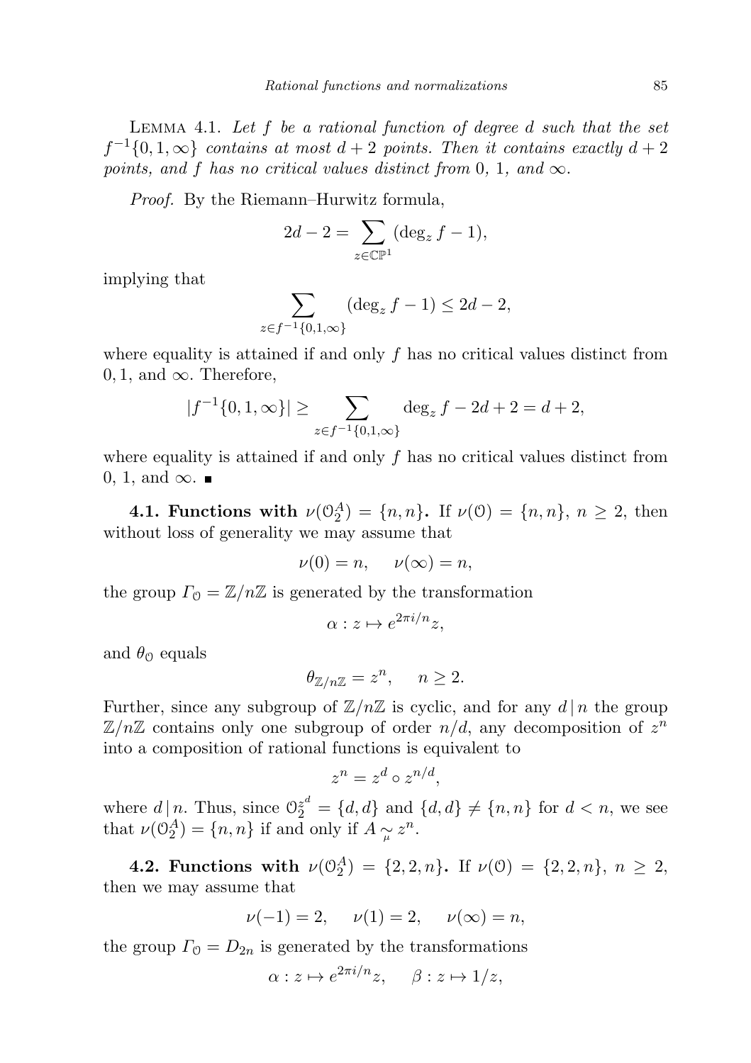Lemma 4.1. *Let $f$ be a rational function of degree $d$ such that the set $f^{-1}\{0,1,\infty\}$ contains at most $d+2$ points. Then it contains exactly $d+2$ points, and $f$ has no critical values distinct from $0$, $1$, and $\infty$.*

*Proof.* By the Riemann–Hurwitz formula,

$$2d-2 = \sum_{z\in\mathbb{CP}^1} (\deg_z f - 1),$$

implying that

$$\sum_{z\in f^{-1}\{0,1,\infty\}} (\deg_z f - 1) \le 2d-2,$$

where equality is attained if and only $f$ has no critical values distinct from $0, 1,$ and $\infty$. Therefore,

$$|f^{-1}\{0,1,\infty\}| \ge \sum_{z\in f^{-1}\{0,1,\infty\}} \deg_z f - 2d + 2 = d+2,$$

where equality is attained if and only $f$ has no critical values distinct from $0$, $1$, and $\infty$. ∎

**4.1. Functions with $\nu(\mathcal{O}_2^A) = \{n,n\}$.** If $\nu(\mathcal{O}) = \{n,n\}$, $n \ge 2$, then without loss of generality we may assume that

$$\nu(0) = n, \qquad \nu(\infty) = n,$$

the group $\Gamma_{\mathcal{O}} = \mathbb{Z}/n\mathbb{Z}$ is generated by the transformation

$$\alpha : z \mapsto e^{2\pi i/n} z,$$

and $\theta_{\mathcal{O}}$ equals

$$\theta_{\mathbb{Z}/n\mathbb{Z}} = z^n, \qquad n \ge 2.$$

Further, since any subgroup of $\mathbb{Z}/n\mathbb{Z}$ is cyclic, and for any $d \,|\, n$ the group $\mathbb{Z}/n\mathbb{Z}$ contains only one subgroup of order $n/d$, any decomposition of $z^n$ into a composition of rational functions is equivalent to

$$z^n = z^d \circ z^{n/d},$$

where $d \,|\, n$. Thus, since $\mathcal{O}_2^{z^d} = \{d,d\}$ and $\{d,d\} \ne \{n,n\}$ for $d < n$, we see that $\nu(\mathcal{O}_2^A) = \{n,n\}$ if and only if $A \underset{\mu}{\sim} z^n$.

**4.2. Functions with $\nu(\mathcal{O}_2^A) = \{2,2,n\}$.** If $\nu(\mathcal{O}) = \{2,2,n\}$, $n \ge 2$, then we may assume that

$$\nu(-1) = 2, \qquad \nu(1) = 2, \qquad \nu(\infty) = n,$$

the group $\Gamma_{\mathcal{O}} = D_{2n}$ is generated by the transformations

$$\alpha : z \mapsto e^{2\pi i/n} z, \qquad \beta : z \mapsto 1/z,$$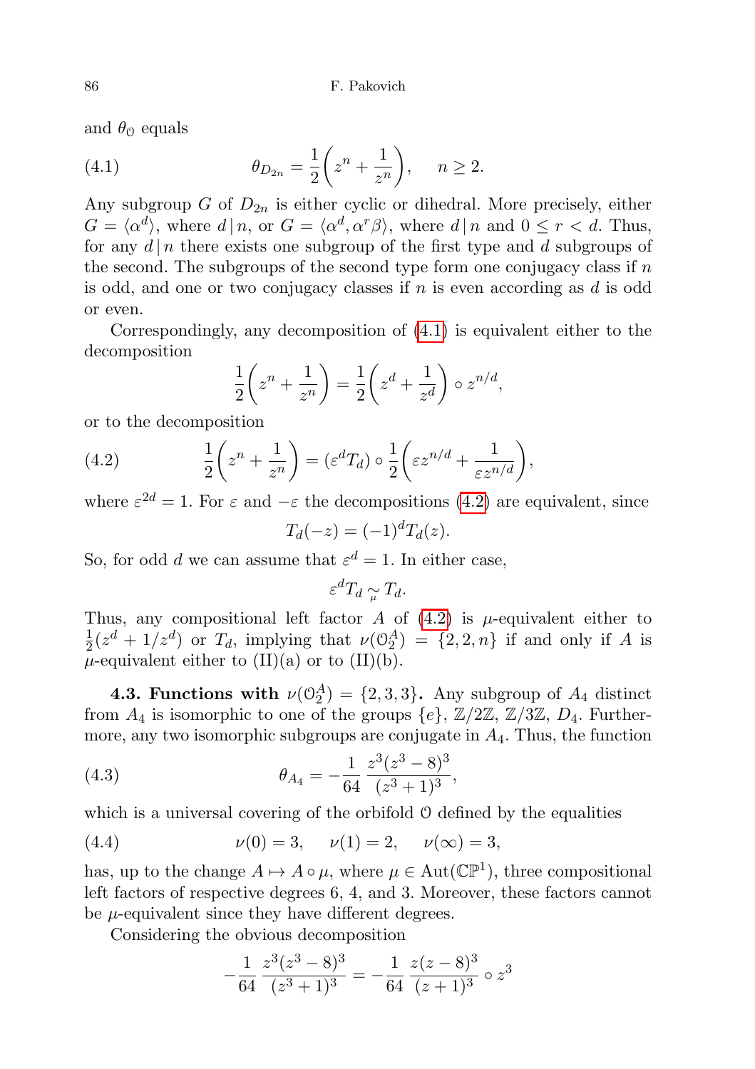and $\theta_{\mathcal{O}}$ equals

$$\theta_{D_{2n}} = \frac{1}{2}\left(z^n + \frac{1}{z^n}\right), \quad n \geq 2. \tag{4.1}$$

Any subgroup $G$ of $D_{2n}$ is either cyclic or dihedral. More precisely, either $G = \langle \alpha^d \rangle$, where $d \mid n$, or $G = \langle \alpha^d, \alpha^r \beta \rangle$, where $d \mid n$ and $0 \leq r < d$. Thus, for any $d \mid n$ there exists one subgroup of the first type and $d$ subgroups of the second. The subgroups of the second type form one conjugacy class if $n$ is odd, and one or two conjugacy classes if $n$ is even according as $d$ is odd or even.

Correspondingly, any decomposition of (4.1) is equivalent either to the decomposition

$$\frac{1}{2}\left(z^n + \frac{1}{z^n}\right) = \frac{1}{2}\left(z^d + \frac{1}{z^d}\right) \circ z^{n/d},$$

or to the decomposition

$$\frac{1}{2}\left(z^n + \frac{1}{z^n}\right) = (\varepsilon^d T_d) \circ \frac{1}{2}\left(\varepsilon z^{n/d} + \frac{1}{\varepsilon z^{n/d}}\right), \tag{4.2}$$

where $\varepsilon^{2d} = 1$. For $\varepsilon$ and $-\varepsilon$ the decompositions (4.2) are equivalent, since

$$T_d(-z) = (-1)^d T_d(z).$$

So, for odd $d$ we can assume that $\varepsilon^d = 1$. In either case,

$$\varepsilon^d T_d \underset{\mu}{\sim} T_d.$$

Thus, any compositional left factor $A$ of (4.2) is $\mu$-equivalent either to $\frac{1}{2}(z^d + 1/z^d)$ or $T_d$, implying that $\nu(\mathcal{O}_2^A) = \{2, 2, n\}$ if and only if $A$ is $\mu$-equivalent either to (II)(a) or to (II)(b).

**4.3. Functions with $\nu(\mathcal{O}_2^A) = \{2, 3, 3\}$.** Any subgroup of $A_4$ distinct from $A_4$ is isomorphic to one of the groups $\{e\}$, $\mathbb{Z}/2\mathbb{Z}$, $\mathbb{Z}/3\mathbb{Z}$, $D_4$. Furthermore, any two isomorphic subgroups are conjugate in $A_4$. Thus, the function

$$\theta_{A_4} = -\frac{1}{64}\,\frac{z^3(z^3 - 8)^3}{(z^3 + 1)^3}, \tag{4.3}$$

which is a universal covering of the orbifold $\mathcal{O}$ defined by the equalities

$$\nu(0) = 3, \quad \nu(1) = 2, \quad \nu(\infty) = 3, \tag{4.4}$$

has, up to the change $A \mapsto A \circ \mu$, where $\mu \in \operatorname{Aut}(\mathbb{CP}^1)$, three compositional left factors of respective degrees 6, 4, and 3. Moreover, these factors cannot be $\mu$-equivalent since they have different degrees.

Considering the obvious decomposition

$$-\frac{1}{64}\,\frac{z^3(z^3 - 8)^3}{(z^3 + 1)^3} = -\frac{1}{64}\,\frac{z(z - 8)^3}{(z + 1)^3} \circ z^3$$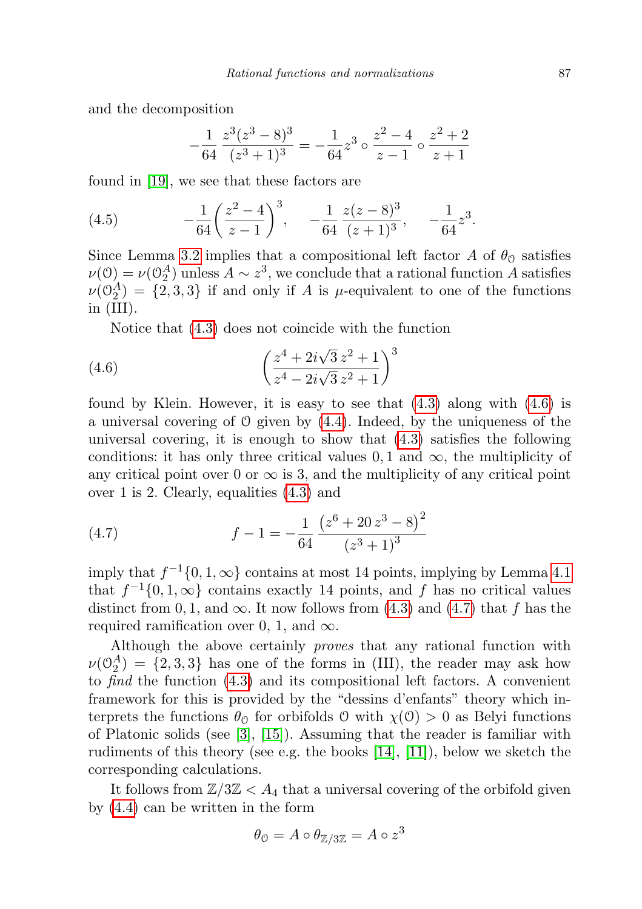and the decomposition

$$-\frac{1}{64}\,\frac{z^3(z^3-8)^3}{(z^3+1)^3} = -\frac{1}{64}z^3 \circ \frac{z^2-4}{z-1} \circ \frac{z^2+2}{z+1}$$

found in [19], we see that these factors are

$$-\frac{1}{64}\left(\frac{z^2-4}{z-1}\right)^3, \qquad -\frac{1}{64}\,\frac{z(z-8)^3}{(z+1)^3}, \qquad -\frac{1}{64}z^3. \tag{4.5}$$

Since Lemma 3.2 implies that a compositional left factor $A$ of $\theta_{\mathcal{O}}$ satisfies $\nu(\mathcal{O}) = \nu(\mathcal{O}_2^A)$ unless $A \sim z^3$, we conclude that a rational function $A$ satisfies $\nu(\mathcal{O}_2^A) = \{2,3,3\}$ if and only if $A$ is $\mu$-equivalent to one of the functions in (III).

Notice that (4.3) does not coincide with the function

$$\left(\frac{z^4+2i\sqrt{3}\,z^2+1}{z^4-2i\sqrt{3}\,z^2+1}\right)^3 \tag{4.6}$$

found by Klein. However, it is easy to see that (4.3) along with (4.6) is a universal covering of $\mathcal{O}$ given by (4.4). Indeed, by the uniqueness of the universal covering, it is enough to show that (4.3) satisfies the following conditions: it has only three critical values $0,1$ and $\infty$, the multiplicity of any critical point over $0$ or $\infty$ is 3, and the multiplicity of any critical point over 1 is 2. Clearly, equalities (4.3) and

$$f-1 = -\frac{1}{64}\,\frac{\left(z^6+20\,z^3-8\right)^2}{\left(z^3+1\right)^3} \tag{4.7}$$

imply that $f^{-1}\{0,1,\infty\}$ contains at most 14 points, implying by Lemma 4.1 that $f^{-1}\{0,1,\infty\}$ contains exactly 14 points, and $f$ has no critical values distinct from $0,1,$ and $\infty$. It now follows from (4.3) and (4.7) that $f$ has the required ramification over 0, 1, and $\infty$.

Although the above certainly *proves* that any rational function with $\nu(\mathcal{O}_2^A) = \{2,3,3\}$ has one of the forms in (III), the reader may ask how to *find* the function (4.3) and its compositional left factors. A convenient framework for this is provided by the "dessins d'enfants" theory which interprets the functions $\theta_{\mathcal{O}}$ for orbifolds $\mathcal{O}$ with $\chi(\mathcal{O}) > 0$ as Belyi functions of Platonic solids (see [3], [15]). Assuming that the reader is familiar with rudiments of this theory (see e.g. the books [14], [11]), below we sketch the corresponding calculations.

It follows from $\mathbb{Z}/3\mathbb{Z} < A_4$ that a universal covering of the orbifold given by (4.4) can be written in the form

$$\theta_{\mathcal{O}} = A \circ \theta_{\mathbb{Z}/3\mathbb{Z}} = A \circ z^3$$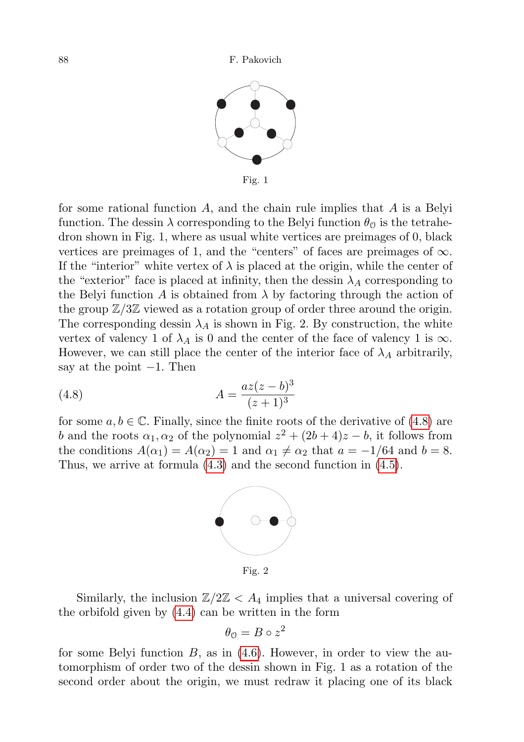Fig. 1

for some rational function $A$, and the chain rule implies that $A$ is a Belyi function. The dessin $\lambda$ corresponding to the Belyi function $\theta_{\mathcal{O}}$ is the tetrahedron shown in Fig. 1, where as usual white vertices are preimages of 0, black vertices are preimages of 1, and the "centers" of faces are preimages of $\infty$. If the "interior" white vertex of $\lambda$ is placed at the origin, while the center of the "exterior" face is placed at infinity, then the dessin $\lambda_A$ corresponding to the Belyi function $A$ is obtained from $\lambda$ by factoring through the action of the group $\mathbb{Z}/3\mathbb{Z}$ viewed as a rotation group of order three around the origin. The corresponding dessin $\lambda_A$ is shown in Fig. 2. By construction, the white vertex of valency 1 of $\lambda_A$ is 0 and the center of the face of valency 1 is $\infty$. However, we can still place the center of the interior face of $\lambda_A$ arbitrarily, say at the point $-1$. Then

$$A = \frac{az(z-b)^3}{(z+1)^3} \tag{4.8}$$

for some $a, b \in \mathbb{C}$. Finally, since the finite roots of the derivative of (4.8) are $b$ and the roots $\alpha_1, \alpha_2$ of the polynomial $z^2 + (2b+4)z - b$, it follows from the conditions $A(\alpha_1) = A(\alpha_2) = 1$ and $\alpha_1 \neq \alpha_2$ that $a = -1/64$ and $b = 8$. Thus, we arrive at formula (4.3) and the second function in (4.5).

Fig. 2

Similarly, the inclusion $\mathbb{Z}/2\mathbb{Z} < A_4$ implies that a universal covering of the orbifold given by (4.4) can be written in the form

$$\theta_{\mathcal{O}} = B \circ z^2$$

for some Belyi function $B$, as in (4.6). However, in order to view the automorphism of order two of the dessin shown in Fig. 1 as a rotation of the second order about the origin, we must redraw it placing one of its black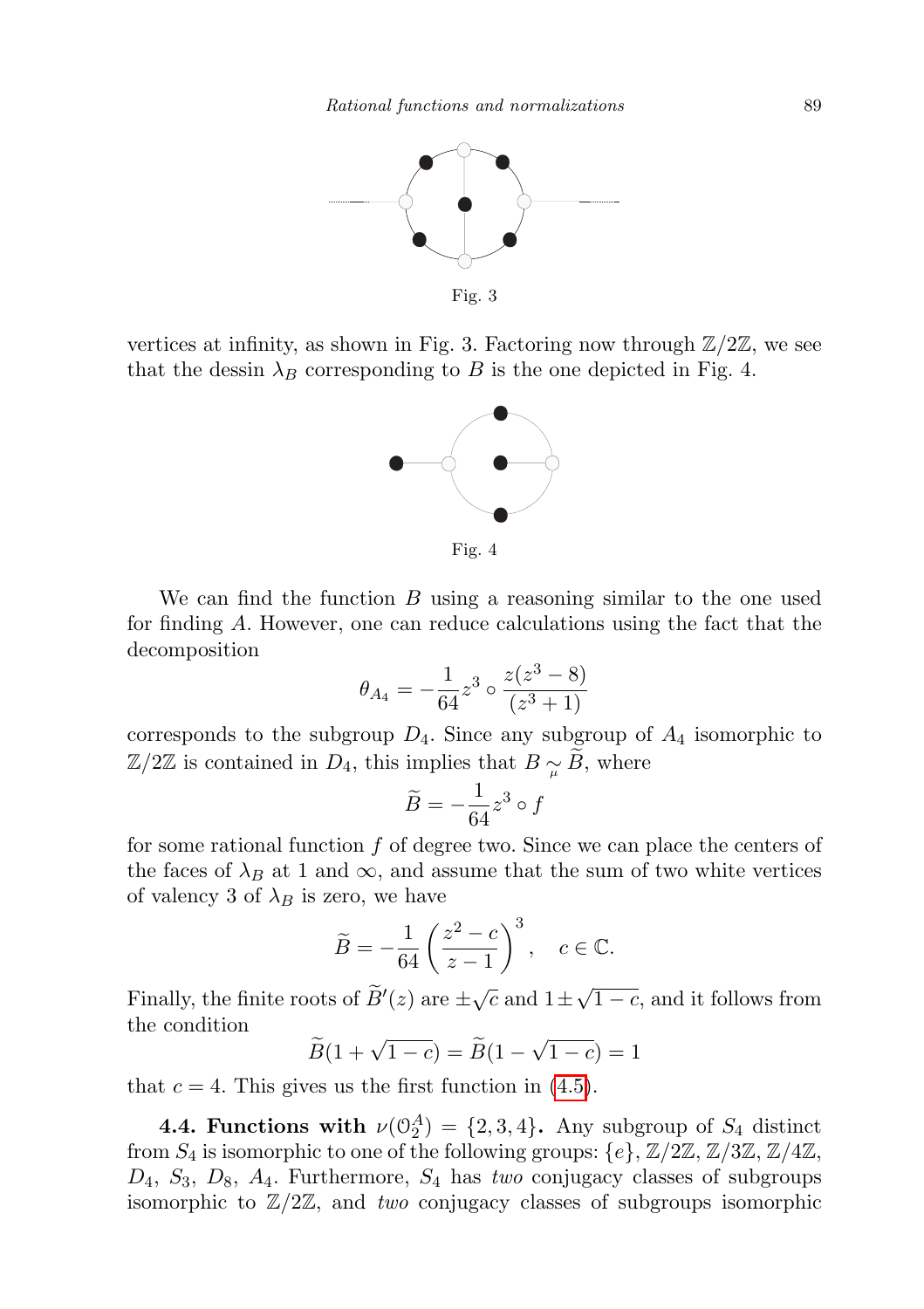Fig. 3

vertices at infinity, as shown in Fig. 3. Factoring now through $\mathbb{Z}/2\mathbb{Z}$, we see that the dessin $\lambda_B$ corresponding to $B$ is the one depicted in Fig. 4.

Fig. 4

We can find the function $B$ using a reasoning similar to the one used for finding $A$. However, one can reduce calculations using the fact that the decomposition

$$\theta_{A_4} = -\frac{1}{64} z^3 \circ \frac{z(z^3-8)}{(z^3+1)}$$

corresponds to the subgroup $D_4$. Since any subgroup of $A_4$ isomorphic to $\mathbb{Z}/2\mathbb{Z}$ is contained in $D_4$, this implies that $B \underset{\mu}{\sim} \widetilde{B}$, where

$$\widetilde{B} = -\frac{1}{64} z^3 \circ f$$

for some rational function $f$ of degree two. Since we can place the centers of the faces of $\lambda_B$ at 1 and $\infty$, and assume that the sum of two white vertices of valency 3 of $\lambda_B$ is zero, we have

$$\widetilde{B} = -\frac{1}{64}\left(\frac{z^2-c}{z-1}\right)^3, \quad c \in \mathbb{C}.$$

Finally, the finite roots of $\widetilde{B}'(z)$ are $\pm\sqrt{c}$ and $1 \pm \sqrt{1-c}$, and it follows from the condition

$$\widetilde{B}(1+\sqrt{1-c}) = \widetilde{B}(1-\sqrt{1-c}) = 1$$

that $c = 4$. This gives us the first function in (4.5).

**4.4. Functions with $\nu(\mathcal{O}_2^A) = \{2,3,4\}$.** Any subgroup of $S_4$ distinct from $S_4$ is isomorphic to one of the following groups: $\{e\}$, $\mathbb{Z}/2\mathbb{Z}$, $\mathbb{Z}/3\mathbb{Z}$, $\mathbb{Z}/4\mathbb{Z}$, $D_4$, $S_3$, $D_8$, $A_4$. Furthermore, $S_4$ has *two* conjugacy classes of subgroups isomorphic to $\mathbb{Z}/2\mathbb{Z}$, and *two* conjugacy classes of subgroups isomorphic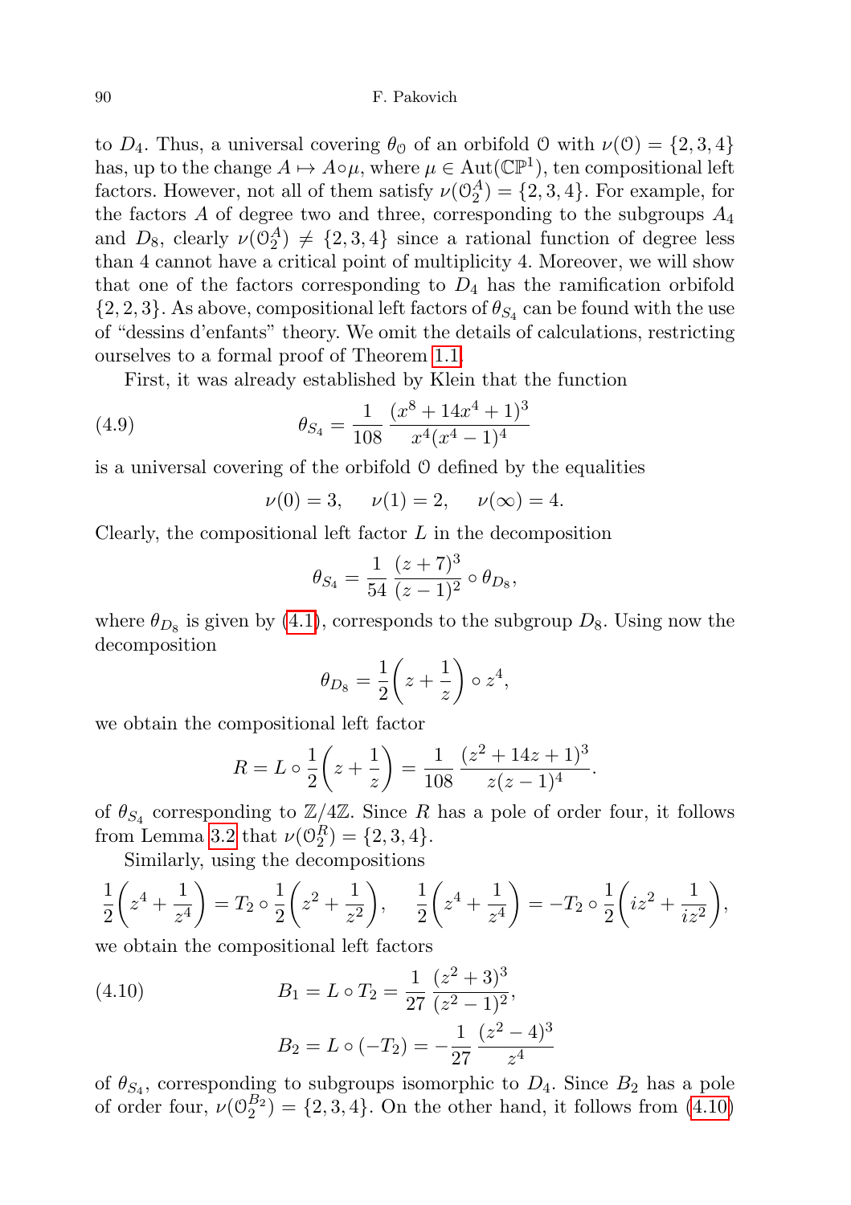to $D_4$. Thus, a universal covering $\theta_{\mathcal{O}}$ of an orbifold $\mathcal{O}$ with $\nu(\mathcal{O}) = \{2, 3, 4\}$ has, up to the change $A \mapsto A \circ \mu$, where $\mu \in \mathrm{Aut}(\mathbb{CP}^1)$, ten compositional left factors. However, not all of them satisfy $\nu(\mathcal{O}_2^A) = \{2, 3, 4\}$. For example, for the factors $A$ of degree two and three, corresponding to the subgroups $A_4$ and $D_8$, clearly $\nu(\mathcal{O}_2^A) \neq \{2, 3, 4\}$ since a rational function of degree less than 4 cannot have a critical point of multiplicity 4. Moreover, we will show that one of the factors corresponding to $D_4$ has the ramification orbifold $\{2, 2, 3\}$. As above, compositional left factors of $\theta_{S_4}$ can be found with the use of "dessins d'enfants" theory. We omit the details of calculations, restricting ourselves to a formal proof of Theorem 1.1.

First, it was already established by Klein that the function

$$\theta_{S_4} = \frac{1}{108} \frac{(x^8 + 14x^4 + 1)^3}{x^4(x^4 - 1)^4} \tag{4.9}$$

is a universal covering of the orbifold $\mathcal{O}$ defined by the equalities

$$\nu(0) = 3, \quad \nu(1) = 2, \quad \nu(\infty) = 4.$$

Clearly, the compositional left factor $L$ in the decomposition

$$\theta_{S_4} = \frac{1}{54} \frac{(z + 7)^3}{(z - 1)^2} \circ \theta_{D_8},$$

where $\theta_{D_8}$ is given by (4.1), corresponds to the subgroup $D_8$. Using now the decomposition

$$\theta_{D_8} = \frac{1}{2}\left(z + \frac{1}{z}\right) \circ z^4,$$

we obtain the compositional left factor

$$R = L \circ \frac{1}{2}\left(z + \frac{1}{z}\right) = \frac{1}{108} \frac{(z^2 + 14z + 1)^3}{z(z - 1)^4}.$$

of $\theta_{S_4}$ corresponding to $\mathbb{Z}/4\mathbb{Z}$. Since $R$ has a pole of order four, it follows from Lemma 3.2 that $\nu(\mathcal{O}_2^R) = \{2, 3, 4\}$.

Similarly, using the decompositions

$$\frac{1}{2}\left(z^4 + \frac{1}{z^4}\right) = T_2 \circ \frac{1}{2}\left(z^2 + \frac{1}{z^2}\right), \quad \frac{1}{2}\left(z^4 + \frac{1}{z^4}\right) = -T_2 \circ \frac{1}{2}\left(iz^2 + \frac{1}{iz^2}\right),$$

we obtain the compositional left factors

$$B_1 = L \circ T_2 = \frac{1}{27} \frac{(z^2 + 3)^3}{(z^2 - 1)^2}, \tag{4.10}$$

$$B_2 = L \circ (-T_2) = -\frac{1}{27} \frac{(z^2 - 4)^3}{z^4}$$

of $\theta_{S_4}$, corresponding to subgroups isomorphic to $D_4$. Since $B_2$ has a pole of order four, $\nu(\mathcal{O}_2^{B_2}) = \{2, 3, 4\}$. On the other hand, it follows from (4.10)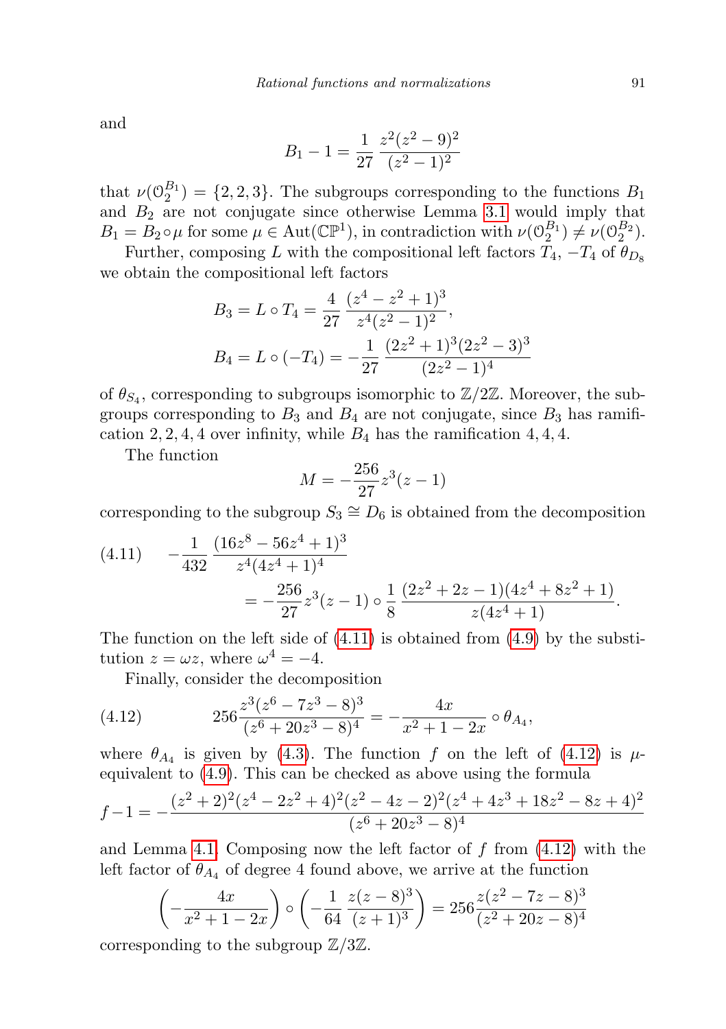and

$$B_1 - 1 = \frac{1}{27}\,\frac{z^2(z^2-9)^2}{(z^2-1)^2}$$

that $\nu(\mathcal{O}_2^{B_1}) = \{2,2,3\}$. The subgroups corresponding to the functions $B_1$ and $B_2$ are not conjugate since otherwise Lemma 3.1 would imply that $B_1 = B_2 \circ \mu$ for some $\mu \in \mathrm{Aut}(\mathbb{CP}^1)$, in contradiction with $\nu(\mathcal{O}_2^{B_1}) \neq \nu(\mathcal{O}_2^{B_2})$.

Further, composing $L$ with the compositional left factors $T_4$, $-T_4$ of $\theta_{D_8}$ we obtain the compositional left factors

$$B_3 = L \circ T_4 = \frac{4}{27}\,\frac{(z^4-z^2+1)^3}{z^4(z^2-1)^2},$$

$$B_4 = L \circ (-T_4) = -\frac{1}{27}\,\frac{(2z^2+1)^3(2z^2-3)^3}{(2z^2-1)^4}$$

of $\theta_{S_4}$, corresponding to subgroups isomorphic to $\mathbb{Z}/2\mathbb{Z}$. Moreover, the subgroups corresponding to $B_3$ and $B_4$ are not conjugate, since $B_3$ has ramification $2,2,4,4$ over infinity, while $B_4$ has the ramification $4,4,4$.

The function

$$M = -\frac{256}{27}z^3(z-1)$$

corresponding to the subgroup $S_3 \cong D_6$ is obtained from the decomposition

$$\begin{aligned}(4.11)\qquad -\frac{1}{432}\,\frac{(16z^8-56z^4+1)^3}{z^4(4z^4+1)^4}& \\ &= -\frac{256}{27}z^3(z-1) \circ \frac{1}{8}\,\frac{(2z^2+2z-1)(4z^4+8z^2+1)}{z(4z^4+1)}.\end{aligned}$$

The function on the left side of (4.11) is obtained from (4.9) by the substitution $z = \omega z$, where $\omega^4 = -4$.

Finally, consider the decomposition

$$(4.12)\qquad 256\frac{z^3(z^6-7z^3-8)^3}{(z^6+20z^3-8)^4} = -\frac{4x}{x^2+1-2x} \circ \theta_{A_4},$$

where $\theta_{A_4}$ is given by (4.3). The function $f$ on the left of (4.12) is $\mu$-equivalent to (4.9). This can be checked as above using the formula

$$f - 1 = -\frac{(z^2+2)^2(z^4-2z^2+4)^2(z^2-4z-2)^2(z^4+4z^3+18z^2-8z+4)^2}{(z^6+20z^3-8)^4}$$

and Lemma 4.1. Composing now the left factor of $f$ from (4.12) with the left factor of $\theta_{A_4}$ of degree 4 found above, we arrive at the function

$$\left(-\frac{4x}{x^2+1-2x}\right) \circ \left(-\frac{1}{64}\,\frac{z(z-8)^3}{(z+1)^3}\right) = 256\frac{z(z^2-7z-8)^3}{(z^2+20z-8)^4}$$

corresponding to the subgroup $\mathbb{Z}/3\mathbb{Z}$.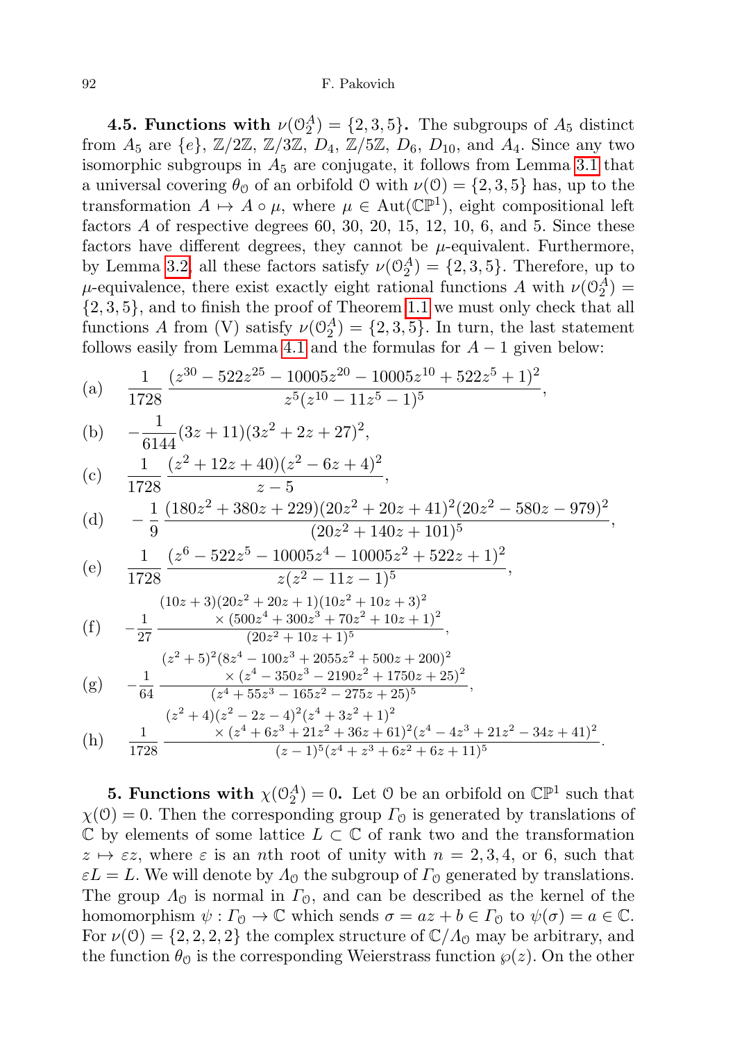**4.5. Functions with $\nu(\mathcal{O}_2^A) = \{2,3,5\}$.** The subgroups of $A_5$ distinct from $A_5$ are $\{e\}$, $\mathbb{Z}/2\mathbb{Z}$, $\mathbb{Z}/3\mathbb{Z}$, $D_4$, $\mathbb{Z}/5\mathbb{Z}$, $D_6$, $D_{10}$, and $A_4$. Since any two isomorphic subgroups in $A_5$ are conjugate, it follows from Lemma 3.1 that a universal covering $\theta_\mathcal{O}$ of an orbifold $\mathcal{O}$ with $\nu(\mathcal{O}) = \{2,3,5\}$ has, up to the transformation $A \mapsto A \circ \mu$, where $\mu \in \mathrm{Aut}(\mathbb{CP}^1)$, eight compositional left factors $A$ of respective degrees 60, 30, 20, 15, 12, 10, 6, and 5. Since these factors have different degrees, they cannot be $\mu$-equivalent. Furthermore, by Lemma 3.2, all these factors satisfy $\nu(\mathcal{O}_2^A) = \{2,3,5\}$. Therefore, up to $\mu$-equivalence, there exist exactly eight rational functions $A$ with $\nu(\mathcal{O}_2^A) = \{2,3,5\}$, and to finish the proof of Theorem 1.1 we must only check that all functions $A$ from (V) satisfy $\nu(\mathcal{O}_2^A) = \{2,3,5\}$. In turn, the last statement follows easily from Lemma 4.1 and the formulas for $A-1$ given below:

$$\text{(a)}\quad \frac{1}{1728}\,\frac{(z^{30}-522z^{25}-10005z^{20}-10005z^{10}+522z^5+1)^2}{z^5(z^{10}-11z^5-1)^5},$$

$$\text{(b)}\quad -\frac{1}{6144}(3z+11)(3z^2+2z+27)^2,$$

$$\text{(c)}\quad \frac{1}{1728}\,\frac{(z^2+12z+40)(z^2-6z+4)^2}{z-5},$$

$$\text{(d)}\quad -\frac{1}{9}\,\frac{(180z^2+380z+229)(20z^2+20z+41)^2(20z^2-580z-979)^2}{(20z^2+140z+101)^5},$$

$$\text{(e)}\quad \frac{1}{1728}\,\frac{(z^6-522z^5-10005z^4-10005z^2+522z+1)^2}{z(z^2-11z-1)^5},$$

$$\text{(f)}\quad -\frac{1}{27}\,\frac{(10z+3)(20z^2+20z+1)(10z^2+10z+3)^2 \times (500z^4+300z^3+70z^2+10z+1)^2}{(20z^2+10z+1)^5},$$

$$\text{(g)}\quad -\frac{1}{64}\,\frac{(z^2+5)^2(8z^4-100z^3+2055z^2+500z+200)^2 \times (z^4-350z^3-2190z^2+1750z+25)^2}{(z^4+55z^3-165z^2-275z+25)^5},$$

$$\text{(h)}\quad \frac{1}{1728}\,\frac{(z^2+4)(z^2-2z-4)^2(z^4+3z^2+1)^2 \times (z^4+6z^3+21z^2+36z+61)^2(z^4-4z^3+21z^2-34z+41)^2}{(z-1)^5(z^4+z^3+6z^2+6z+11)^5}.$$

**5. Functions with $\chi(\mathcal{O}_2^A) = 0$.** Let $\mathcal{O}$ be an orbifold on $\mathbb{CP}^1$ such that $\chi(\mathcal{O}) = 0$. Then the corresponding group $\Gamma_\mathcal{O}$ is generated by translations of $\mathbb{C}$ by elements of some lattice $L \subset \mathbb{C}$ of rank two and the transformation $z \mapsto \varepsilon z$, where $\varepsilon$ is an $n$th root of unity with $n = 2, 3, 4$, or $6$, such that $\varepsilon L = L$. We will denote by $\Lambda_\mathcal{O}$ the subgroup of $\Gamma_\mathcal{O}$ generated by translations. The group $\Lambda_\mathcal{O}$ is normal in $\Gamma_\mathcal{O}$, and can be described as the kernel of the homomorphism $\psi : \Gamma_\mathcal{O} \to \mathbb{C}$ which sends $\sigma = az+b \in \Gamma_\mathcal{O}$ to $\psi(\sigma) = a \in \mathbb{C}$. For $\nu(\mathcal{O}) = \{2,2,2,2\}$ the complex structure of $\mathbb{C}/\Lambda_\mathcal{O}$ may be arbitrary, and the function $\theta_\mathcal{O}$ is the corresponding Weierstrass function $\wp(z)$. On the other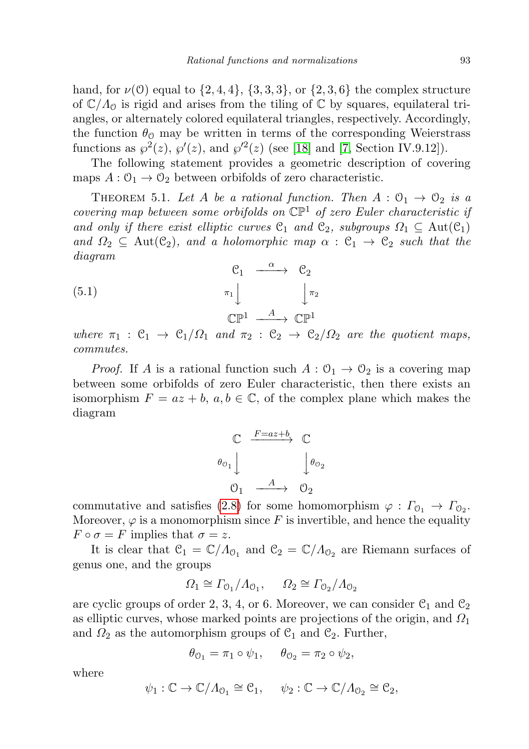hand, for $\nu(\mathcal{O})$ equal to $\{2,4,4\}$, $\{3,3,3\}$, or $\{2,3,6\}$ the complex structure of $\mathbb{C}/\Lambda_{\mathcal{O}}$ is rigid and arises from the tiling of $\mathbb{C}$ by squares, equilateral triangles, or alternately colored equilateral triangles, respectively. Accordingly, the function $\theta_{\mathcal{O}}$ may be written in terms of the corresponding Weierstrass functions as $\wp^2(z)$, $\wp'(z)$, and $\wp'^2(z)$ (see [18] and [7, Section IV.9.12]).

The following statement provides a geometric description of covering maps $A : \mathcal{O}_1 \to \mathcal{O}_2$ between orbifolds of zero characteristic.

THEOREM 5.1. *Let $A$ be a rational function. Then $A : \mathcal{O}_1 \to \mathcal{O}_2$ is a covering map between some orbifolds on $\mathbb{CP}^1$ of zero Euler characteristic if and only if there exist elliptic curves $\mathcal{C}_1$ and $\mathcal{C}_2$, subgroups $\Omega_1 \subseteq \mathrm{Aut}(\mathcal{C}_1)$ and $\Omega_2 \subseteq \mathrm{Aut}(\mathcal{C}_2)$, and a holomorphic map $\alpha : \mathcal{C}_1 \to \mathcal{C}_2$ such that the diagram*

$$\begin{array}{ccc} \mathcal{C}_1 & \xrightarrow{\alpha} & \mathcal{C}_2 \\ {\scriptstyle\pi_1}\downarrow & & \downarrow{\scriptstyle\pi_2} \\ \mathbb{CP}^1 & \xrightarrow{A} & \mathbb{CP}^1 \end{array} \tag{5.1}$$

*where $\pi_1 : \mathcal{C}_1 \to \mathcal{C}_1/\Omega_1$ and $\pi_2 : \mathcal{C}_2 \to \mathcal{C}_2/\Omega_2$ are the quotient maps, commutes.*

*Proof.* If $A$ is a rational function such $A : \mathcal{O}_1 \to \mathcal{O}_2$ is a covering map between some orbifolds of zero Euler characteristic, then there exists an isomorphism $F = az + b$, $a, b \in \mathbb{C}$, of the complex plane which makes the diagram

$$\begin{array}{ccc} \mathbb{C} & \xrightarrow{F=az+b} & \mathbb{C} \\ {\scriptstyle\theta_{\mathcal{O}_1}}\downarrow & & \downarrow{\scriptstyle\theta_{\mathcal{O}_2}} \\ \mathcal{O}_1 & \xrightarrow{A} & \mathcal{O}_2 \end{array}$$

commutative and satisfies (2.8) for some homomorphism $\varphi : \Gamma_{\mathcal{O}_1} \to \Gamma_{\mathcal{O}_2}$. Moreover, $\varphi$ is a monomorphism since $F$ is invertible, and hence the equality $F \circ \sigma = F$ implies that $\sigma = z$.

It is clear that $\mathcal{C}_1 = \mathbb{C}/\Lambda_{\mathcal{O}_1}$ and $\mathcal{C}_2 = \mathbb{C}/\Lambda_{\mathcal{O}_2}$ are Riemann surfaces of genus one, and the groups

$$\Omega_1 \cong \Gamma_{\mathcal{O}_1}/\Lambda_{\mathcal{O}_1}, \qquad \Omega_2 \cong \Gamma_{\mathcal{O}_2}/\Lambda_{\mathcal{O}_2}$$

are cyclic groups of order 2, 3, 4, or 6. Moreover, we can consider $\mathcal{C}_1$ and $\mathcal{C}_2$ as elliptic curves, whose marked points are projections of the origin, and $\Omega_1$ and $\Omega_2$ as the automorphism groups of $\mathcal{C}_1$ and $\mathcal{C}_2$. Further,

$$\theta_{\mathcal{O}_1} = \pi_1 \circ \psi_1, \qquad \theta_{\mathcal{O}_2} = \pi_2 \circ \psi_2,$$

where

$$\psi_1 : \mathbb{C} \to \mathbb{C}/\Lambda_{\mathcal{O}_1} \cong \mathcal{C}_1, \qquad \psi_2 : \mathbb{C} \to \mathbb{C}/\Lambda_{\mathcal{O}_2} \cong \mathcal{C}_2,$$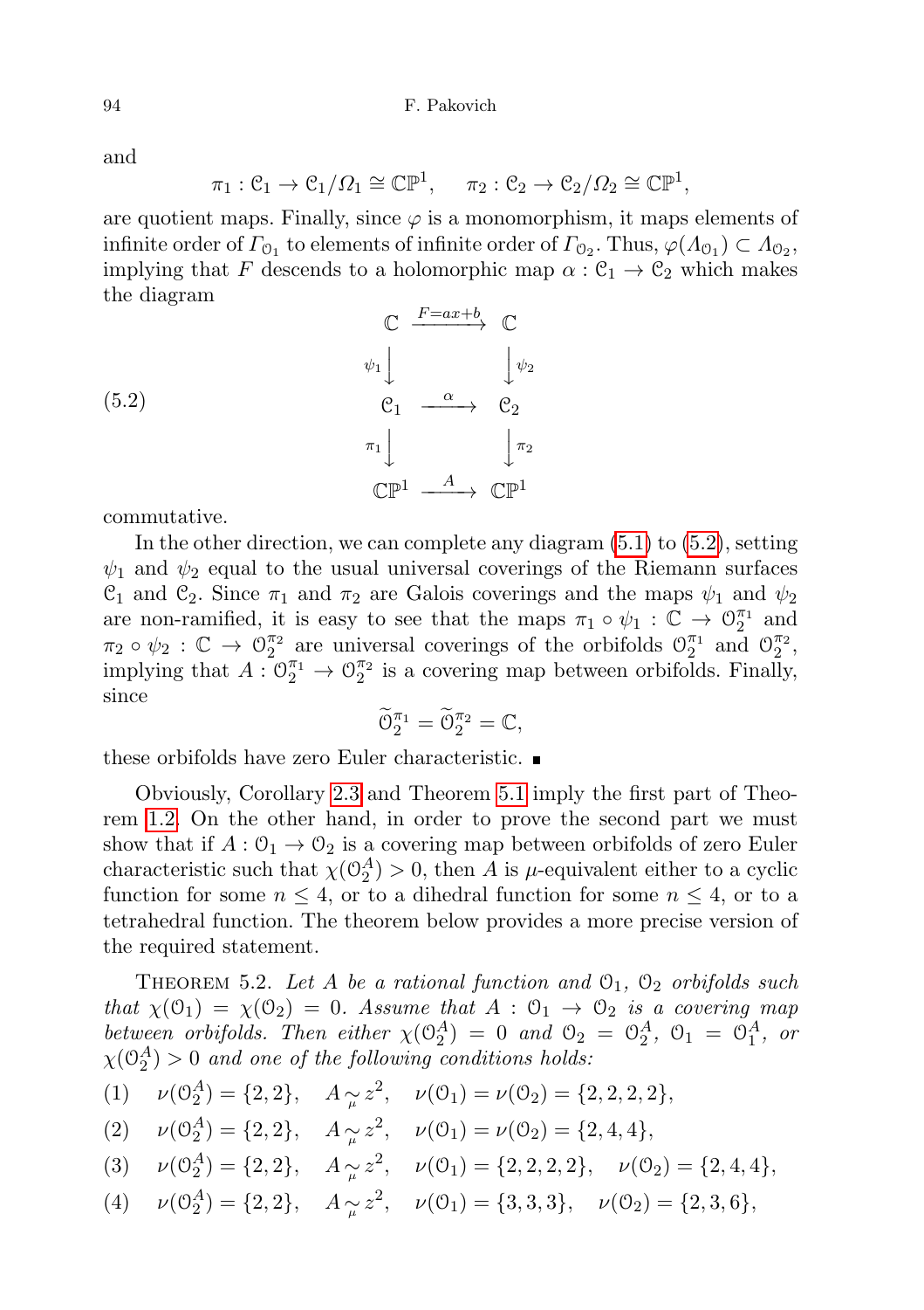and

$$\pi_1 : \mathcal{C}_1 \to \mathcal{C}_1/\Omega_1 \cong \mathbb{CP}^1, \qquad \pi_2 : \mathcal{C}_2 \to \mathcal{C}_2/\Omega_2 \cong \mathbb{CP}^1,$$

are quotient maps. Finally, since $\varphi$ is a monomorphism, it maps elements of infinite order of $\Gamma_{\mathcal{O}_1}$ to elements of infinite order of $\Gamma_{\mathcal{O}_2}$. Thus, $\varphi(\Lambda_{\mathcal{O}_1}) \subset \Lambda_{\mathcal{O}_2}$, implying that $F$ descends to a holomorphic map $\alpha : \mathcal{C}_1 \to \mathcal{C}_2$ which makes the diagram

$$\begin{array}{ccc} \mathbb{C} & \xrightarrow{F=ax+b} & \mathbb{C} \\ \psi_1 \downarrow & & \downarrow \psi_2 \\ \mathcal{C}_1 & \xrightarrow{\alpha} & \mathcal{C}_2 \\ \pi_1 \downarrow & & \downarrow \pi_2 \\ \mathbb{CP}^1 & \xrightarrow{A} & \mathbb{CP}^1 \end{array} \tag{5.2}$$

commutative.

In the other direction, we can complete any diagram (5.1) to (5.2), setting $\psi_1$ and $\psi_2$ equal to the usual universal coverings of the Riemann surfaces $\mathcal{C}_1$ and $\mathcal{C}_2$. Since $\pi_1$ and $\pi_2$ are Galois coverings and the maps $\psi_1$ and $\psi_2$ are non-ramified, it is easy to see that the maps $\pi_1 \circ \psi_1 : \mathbb{C} \to \mathcal{O}_2^{\pi_1}$ and $\pi_2 \circ \psi_2 : \mathbb{C} \to \mathcal{O}_2^{\pi_2}$ are universal coverings of the orbifolds $\mathcal{O}_2^{\pi_1}$ and $\mathcal{O}_2^{\pi_2}$, implying that $A : \mathcal{O}_2^{\pi_1} \to \mathcal{O}_2^{\pi_2}$ is a covering map between orbifolds. Finally, since

$$\widetilde{\mathcal{O}}_2^{\pi_1} = \widetilde{\mathcal{O}}_2^{\pi_2} = \mathbb{C},$$

these orbifolds have zero Euler characteristic. ∎

Obviously, Corollary 2.3 and Theorem 5.1 imply the first part of Theorem 1.2. On the other hand, in order to prove the second part we must show that if $A : \mathcal{O}_1 \to \mathcal{O}_2$ is a covering map between orbifolds of zero Euler characteristic such that $\chi(\mathcal{O}_2^A) > 0$, then $A$ is $\mu$-equivalent either to a cyclic function for some $n \le 4$, or to a dihedral function for some $n \le 4$, or to a tetrahedral function. The theorem below provides a more precise version of the required statement.

THEOREM 5.2. *Let $A$ be a rational function and $\mathcal{O}_1$, $\mathcal{O}_2$ orbifolds such that $\chi(\mathcal{O}_1) = \chi(\mathcal{O}_2) = 0$. Assume that $A : \mathcal{O}_1 \to \mathcal{O}_2$ is a covering map between orbifolds. Then either $\chi(\mathcal{O}_2^A) = 0$ and $\mathcal{O}_2 = \mathcal{O}_2^A$, $\mathcal{O}_1 = \mathcal{O}_1^A$, or $\chi(\mathcal{O}_2^A) > 0$ and one of the following conditions holds:*

(1) $\quad \nu(\mathcal{O}_2^A) = \{2,2\}, \quad A \underset{\mu}{\sim} z^2, \quad \nu(\mathcal{O}_1) = \nu(\mathcal{O}_2) = \{2,2,2,2\},$

(2) $\quad \nu(\mathcal{O}_2^A) = \{2,2\}, \quad A \underset{\mu}{\sim} z^2, \quad \nu(\mathcal{O}_1) = \nu(\mathcal{O}_2) = \{2,4,4\},$

(3) $\quad \nu(\mathcal{O}_2^A) = \{2,2\}, \quad A \underset{\mu}{\sim} z^2, \quad \nu(\mathcal{O}_1) = \{2,2,2,2\}, \quad \nu(\mathcal{O}_2) = \{2,4,4\},$

(4) $\quad \nu(\mathcal{O}_2^A) = \{2,2\}, \quad A \underset{\mu}{\sim} z^2, \quad \nu(\mathcal{O}_1) = \{3,3,3\}, \quad \nu(\mathcal{O}_2) = \{2,3,6\},$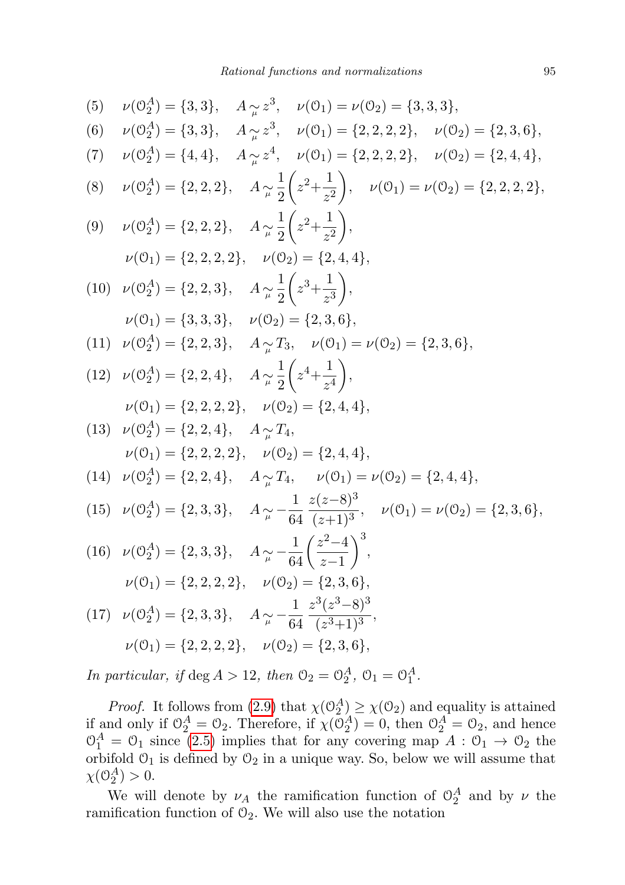(5) $\nu(\mathcal{O}_2^A)=\{3,3\}$, $A \underset{\mu}{\sim} z^3$, $\nu(\mathcal{O}_1)=\nu(\mathcal{O}_2)=\{3,3,3\}$,

(6) $\nu(\mathcal{O}_2^A)=\{3,3\}$, $A \underset{\mu}{\sim} z^3$, $\nu(\mathcal{O}_1)=\{2,2,2,2\}$, $\nu(\mathcal{O}_2)=\{2,3,6\}$,

(7) $\nu(\mathcal{O}_2^A)=\{4,4\}$, $A \underset{\mu}{\sim} z^4$, $\nu(\mathcal{O}_1)=\{2,2,2,2\}$, $\nu(\mathcal{O}_2)=\{2,4,4\}$,

(8) $\nu(\mathcal{O}_2^A)=\{2,2,2\}$, $A \underset{\mu}{\sim} \dfrac{1}{2}\left(z^2+\dfrac{1}{z^2}\right)$, $\nu(\mathcal{O}_1)=\nu(\mathcal{O}_2)=\{2,2,2,2\}$,

(9) $\nu(\mathcal{O}_2^A)=\{2,2,2\}$, $A \underset{\mu}{\sim} \dfrac{1}{2}\left(z^2+\dfrac{1}{z^2}\right)$,
$\nu(\mathcal{O}_1)=\{2,2,2,2\}$, $\nu(\mathcal{O}_2)=\{2,4,4\}$,

(10) $\nu(\mathcal{O}_2^A)=\{2,2,3\}$, $A \underset{\mu}{\sim} \dfrac{1}{2}\left(z^3+\dfrac{1}{z^3}\right)$,
$\nu(\mathcal{O}_1)=\{3,3,3\}$, $\nu(\mathcal{O}_2)=\{2,3,6\}$,

(11) $\nu(\mathcal{O}_2^A)=\{2,2,3\}$, $A \underset{\mu}{\sim} T_3$, $\nu(\mathcal{O}_1)=\nu(\mathcal{O}_2)=\{2,3,6\}$,

(12) $\nu(\mathcal{O}_2^A)=\{2,2,4\}$, $A \underset{\mu}{\sim} \dfrac{1}{2}\left(z^4+\dfrac{1}{z^4}\right)$,
$\nu(\mathcal{O}_1)=\{2,2,2,2\}$, $\nu(\mathcal{O}_2)=\{2,4,4\}$,

(13) $\nu(\mathcal{O}_2^A)=\{2,2,4\}$, $A \underset{\mu}{\sim} T_4$,
$\nu(\mathcal{O}_1)=\{2,2,2,2\}$, $\nu(\mathcal{O}_2)=\{2,4,4\}$,

(14) $\nu(\mathcal{O}_2^A)=\{2,2,4\}$, $A \underset{\mu}{\sim} T_4$, $\nu(\mathcal{O}_1)=\nu(\mathcal{O}_2)=\{2,4,4\}$,

(15) $\nu(\mathcal{O}_2^A)=\{2,3,3\}$, $A \underset{\mu}{\sim} -\dfrac{1}{64}\,\dfrac{z(z-8)^3}{(z+1)^3}$, $\nu(\mathcal{O}_1)=\nu(\mathcal{O}_2)=\{2,3,6\}$,

(16) $\nu(\mathcal{O}_2^A)=\{2,3,3\}$, $A \underset{\mu}{\sim} -\dfrac{1}{64}\left(\dfrac{z^2-4}{z-1}\right)^3$,
$\nu(\mathcal{O}_1)=\{2,2,2,2\}$, $\nu(\mathcal{O}_2)=\{2,3,6\}$,

(17) $\nu(\mathcal{O}_2^A)=\{2,3,3\}$, $A \underset{\mu}{\sim} -\dfrac{1}{64}\,\dfrac{z^3(z^3-8)^3}{(z^3+1)^3}$,
$\nu(\mathcal{O}_1)=\{2,2,2,2\}$, $\nu(\mathcal{O}_2)=\{2,3,6\}$,

*In particular, if* $\deg A>12$, *then* $\mathcal{O}_2=\mathcal{O}_2^A$, $\mathcal{O}_1=\mathcal{O}_1^A$.

*Proof.* It follows from (2.9) that $\chi(\mathcal{O}_2^A)\geq\chi(\mathcal{O}_2)$ and equality is attained if and only if $\mathcal{O}_2^A=\mathcal{O}_2$. Therefore, if $\chi(\mathcal{O}_2^A)=0$, then $\mathcal{O}_2^A=\mathcal{O}_2$, and hence $\mathcal{O}_1^A=\mathcal{O}_1$ since (2.5) implies that for any covering map $A:\mathcal{O}_1\to\mathcal{O}_2$ the orbifold $\mathcal{O}_1$ is defined by $\mathcal{O}_2$ in a unique way. So, below we will assume that $\chi(\mathcal{O}_2^A)>0$.

We will denote by $\nu_A$ the ramification function of $\mathcal{O}_2^A$ and by $\nu$ the ramification function of $\mathcal{O}_2$. We will also use the notation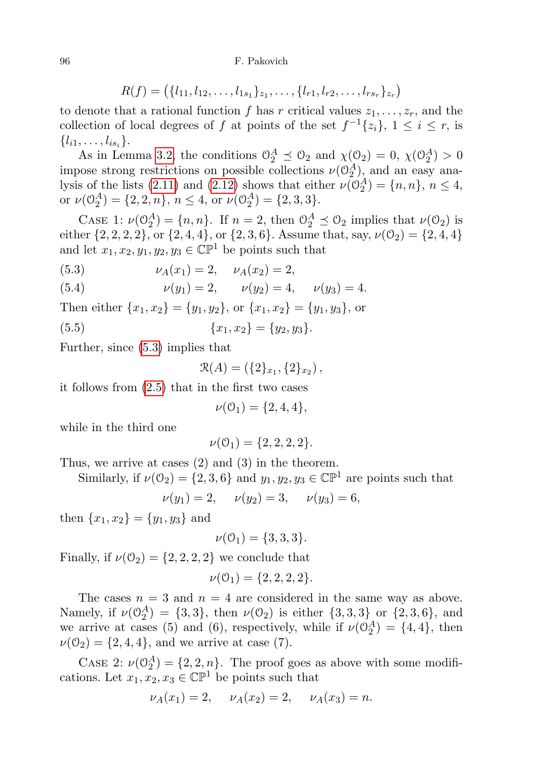$$R(f) = \left(\{l_{11}, l_{12}, \dots, l_{1s_1}\}_{z_1}, \dots, \{l_{r1}, l_{r2}, \dots, l_{rs_r}\}_{z_r}\right)$$

to denote that a rational function $f$ has $r$ critical values $z_1, \dots, z_r$, and the collection of local degrees of $f$ at points of the set $f^{-1}\{z_i\}$, $1 \leq i \leq r$, is $\{l_{i1}, \dots, l_{is_i}\}$.

As in Lemma 3.2, the conditions $\mathcal{O}_2^A \preceq \mathcal{O}_2$ and $\chi(\mathcal{O}_2) = 0$, $\chi(\mathcal{O}_2^A) > 0$ impose strong restrictions on possible collections $\nu(\mathcal{O}_2^A)$, and an easy analysis of the lists (2.11) and (2.12) shows that either $\nu(\mathcal{O}_2^A) = \{n, n\}$, $n \leq 4$, or $\nu(\mathcal{O}_2^A) = \{2, 2, n\}$, $n \leq 4$, or $\nu(\mathcal{O}_2^A) = \{2, 3, 3\}$.

Case 1: $\nu(\mathcal{O}_2^A) = \{n, n\}$. If $n = 2$, then $\mathcal{O}_2^A \preceq \mathcal{O}_2$ implies that $\nu(\mathcal{O}_2)$ is either $\{2, 2, 2, 2\}$, or $\{2, 4, 4\}$, or $\{2, 3, 6\}$. Assume that, say, $\nu(\mathcal{O}_2) = \{2, 4, 4\}$ and let $x_1, x_2, y_1, y_2, y_3 \in \mathbb{CP}^1$ be points such that

$$\nu_A(x_1) = 2, \quad \nu_A(x_2) = 2, \tag{5.3}$$

$$\nu(y_1) = 2, \quad \nu(y_2) = 4, \quad \nu(y_3) = 4. \tag{5.4}$$

Then either $\{x_1, x_2\} = \{y_1, y_2\}$, or $\{x_1, x_2\} = \{y_1, y_3\}$, or

$$\{x_1, x_2\} = \{y_2, y_3\}. \tag{5.5}$$

Further, since (5.3) implies that

$$\mathcal{R}(A) = \left(\{2\}_{x_1}, \{2\}_{x_2}\right),$$

it follows from (2.5) that in the first two cases

$$\nu(\mathcal{O}_1) = \{2, 4, 4\},$$

while in the third one

$$\nu(\mathcal{O}_1) = \{2, 2, 2, 2\}.$$

Thus, we arrive at cases (2) and (3) in the theorem.

Similarly, if $\nu(\mathcal{O}_2) = \{2, 3, 6\}$ and $y_1, y_2, y_3 \in \mathbb{CP}^1$ are points such that

$$\nu(y_1) = 2, \quad \nu(y_2) = 3, \quad \nu(y_3) = 6,$$

then $\{x_1, x_2\} = \{y_1, y_3\}$ and

$$\nu(\mathcal{O}_1) = \{3, 3, 3\}.$$

Finally, if $\nu(\mathcal{O}_2) = \{2, 2, 2, 2\}$ we conclude that

$$\nu(\mathcal{O}_1) = \{2, 2, 2, 2\}.$$

The cases $n = 3$ and $n = 4$ are considered in the same way as above. Namely, if $\nu(\mathcal{O}_2^A) = \{3, 3\}$, then $\nu(\mathcal{O}_2)$ is either $\{3, 3, 3\}$ or $\{2, 3, 6\}$, and we arrive at cases (5) and (6), respectively, while if $\nu(\mathcal{O}_2^A) = \{4, 4\}$, then $\nu(\mathcal{O}_2) = \{2, 4, 4\}$, and we arrive at case (7).

Case 2: $\nu(\mathcal{O}_2^A) = \{2, 2, n\}$. The proof goes as above with some modifications. Let $x_1, x_2, x_3 \in \mathbb{CP}^1$ be points such that

$$\nu_A(x_1) = 2, \quad \nu_A(x_2) = 2, \quad \nu_A(x_3) = n.$$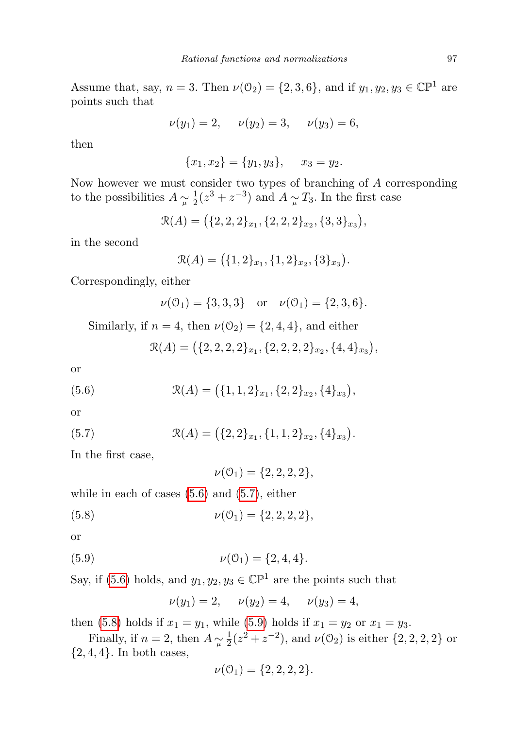Assume that, say, $n = 3$. Then $\nu(\mathcal{O}_2) = \{2, 3, 6\}$, and if $y_1, y_2, y_3 \in \mathbb{CP}^1$ are points such that

$$\nu(y_1) = 2, \quad \nu(y_2) = 3, \quad \nu(y_3) = 6,$$

then

$$\{x_1, x_2\} = \{y_1, y_3\}, \quad x_3 = y_2.$$

Now however we must consider two types of branching of $A$ corresponding to the possibilities $A \underset{\mu}{\sim} \frac{1}{2}(z^3 + z^{-3})$ and $A \underset{\mu}{\sim} T_3$. In the first case

$$\mathcal{R}(A) = \big(\{2, 2, 2\}_{x_1}, \{2, 2, 2\}_{x_2}, \{3, 3\}_{x_3}\big),$$

in the second

$$\mathcal{R}(A) = \big(\{1, 2\}_{x_1}, \{1, 2\}_{x_2}, \{3\}_{x_3}\big).$$

Correspondingly, either

$$\nu(\mathcal{O}_1) = \{3, 3, 3\} \quad \text{or} \quad \nu(\mathcal{O}_1) = \{2, 3, 6\}.$$

Similarly, if $n = 4$, then $\nu(\mathcal{O}_2) = \{2, 4, 4\}$, and either

$$\mathcal{R}(A) = \big(\{2, 2, 2, 2\}_{x_1}, \{2, 2, 2, 2\}_{x_2}, \{4, 4\}_{x_3}\big),$$

or

$$\mathcal{R}(A) = \big(\{1, 1, 2\}_{x_1}, \{2, 2\}_{x_2}, \{4\}_{x_3}\big), \tag{5.6}$$

or

$$\mathcal{R}(A) = \big(\{2, 2\}_{x_1}, \{1, 1, 2\}_{x_2}, \{4\}_{x_3}\big). \tag{5.7}$$

In the first case,

$$\nu(\mathcal{O}_1) = \{2, 2, 2, 2\},$$

while in each of cases (5.6) and (5.7), either

$$\nu(\mathcal{O}_1) = \{2, 2, 2, 2\}, \tag{5.8}$$

or

$$\nu(\mathcal{O}_1) = \{2, 4, 4\}. \tag{5.9}$$

Say, if (5.6) holds, and $y_1, y_2, y_3 \in \mathbb{CP}^1$ are the points such that

$$\nu(y_1) = 2, \quad \nu(y_2) = 4, \quad \nu(y_3) = 4,$$

then (5.8) holds if $x_1 = y_1$, while (5.9) holds if $x_1 = y_2$ or $x_1 = y_3$.

Finally, if $n = 2$, then $A \underset{\mu}{\sim} \frac{1}{2}(z^2 + z^{-2})$, and $\nu(\mathcal{O}_2)$ is either $\{2, 2, 2, 2\}$ or $\{2, 4, 4\}$. In both cases,

$$\nu(\mathcal{O}_1) = \{2, 2, 2, 2\}.$$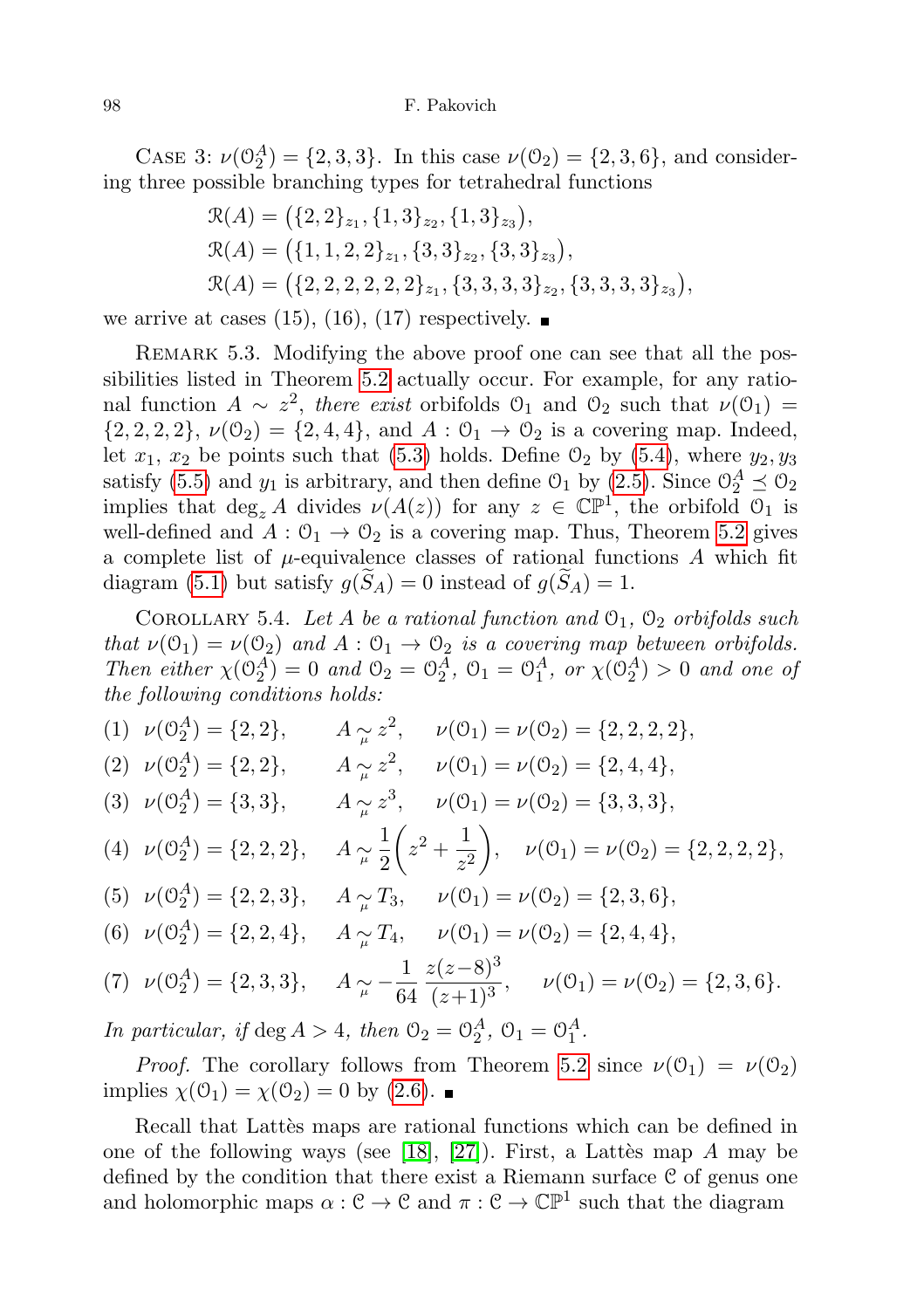CASE 3: $\nu(\mathcal{O}_2^A)=\{2,3,3\}$. In this case $\nu(\mathcal{O}_2)=\{2,3,6\}$, and considering three possible branching types for tetrahedral functions

$$\mathcal{R}(A)=\big(\{2,2\}_{z_1},\{1,3\}_{z_2},\{1,3\}_{z_3}\big),$$
$$\mathcal{R}(A)=\big(\{1,1,2,2\}_{z_1},\{3,3\}_{z_2},\{3,3\}_{z_3}\big),$$
$$\mathcal{R}(A)=\big(\{2,2,2,2,2,2\}_{z_1},\{3,3,3,3\}_{z_2},\{3,3,3,3\}_{z_3}\big),$$

we arrive at cases (15), (16), (17) respectively. ∎

REMARK 5.3. Modifying the above proof one can see that all the possibilities listed in Theorem 5.2 actually occur. For example, for any rational function $A\sim z^2$, *there exist* orbifolds $\mathcal{O}_1$ and $\mathcal{O}_2$ such that $\nu(\mathcal{O}_1)=\{2,2,2,2\}$, $\nu(\mathcal{O}_2)=\{2,4,4\}$, and $A:\mathcal{O}_1\to\mathcal{O}_2$ is a covering map. Indeed, let $x_1$, $x_2$ be points such that (5.3) holds. Define $\mathcal{O}_2$ by (5.4), where $y_2,y_3$ satisfy (5.5) and $y_1$ is arbitrary, and then define $\mathcal{O}_1$ by (2.5). Since $\mathcal{O}_2^A\preceq\mathcal{O}_2$ implies that $\deg_z A$ divides $\nu(A(z))$ for any $z\in\mathbb{CP}^1$, the orbifold $\mathcal{O}_1$ is well-defined and $A:\mathcal{O}_1\to\mathcal{O}_2$ is a covering map. Thus, Theorem 5.2 gives a complete list of $\mu$-equivalence classes of rational functions $A$ which fit diagram (5.1) but satisfy $g(\widetilde{S}_A)=0$ instead of $g(\widetilde{S}_A)=1$.

COROLLARY 5.4. *Let $A$ be a rational function and $\mathcal{O}_1$, $\mathcal{O}_2$ orbifolds such that $\nu(\mathcal{O}_1)=\nu(\mathcal{O}_2)$ and $A:\mathcal{O}_1\to\mathcal{O}_2$ is a covering map between orbifolds. Then either $\chi(\mathcal{O}_2^A)=0$ and $\mathcal{O}_2=\mathcal{O}_2^A$, $\mathcal{O}_1=\mathcal{O}_1^A$, or $\chi(\mathcal{O}_2^A)>0$ and one of the following conditions holds:*

(1) $\nu(\mathcal{O}_2^A)=\{2,2\}$, $\quad A\underset{\mu}{\sim}z^2$, $\quad \nu(\mathcal{O}_1)=\nu(\mathcal{O}_2)=\{2,2,2,2\}$,

(2) $\nu(\mathcal{O}_2^A)=\{2,2\}$, $\quad A\underset{\mu}{\sim}z^2$, $\quad \nu(\mathcal{O}_1)=\nu(\mathcal{O}_2)=\{2,4,4\}$,

(3) $\nu(\mathcal{O}_2^A)=\{3,3\}$, $\quad A\underset{\mu}{\sim}z^3$, $\quad \nu(\mathcal{O}_1)=\nu(\mathcal{O}_2)=\{3,3,3\}$,

(4) $\nu(\mathcal{O}_2^A)=\{2,2,2\}$, $\quad A\underset{\mu}{\sim}\dfrac{1}{2}\left(z^2+\dfrac{1}{z^2}\right)$, $\quad \nu(\mathcal{O}_1)=\nu(\mathcal{O}_2)=\{2,2,2,2\}$,

(5) $\nu(\mathcal{O}_2^A)=\{2,2,3\}$, $\quad A\underset{\mu}{\sim}T_3$, $\quad \nu(\mathcal{O}_1)=\nu(\mathcal{O}_2)=\{2,3,6\}$,

(6) $\nu(\mathcal{O}_2^A)=\{2,2,4\}$, $\quad A\underset{\mu}{\sim}T_4$, $\quad \nu(\mathcal{O}_1)=\nu(\mathcal{O}_2)=\{2,4,4\}$,

(7) $\nu(\mathcal{O}_2^A)=\{2,3,3\}$, $\quad A\underset{\mu}{\sim}-\dfrac{1}{64}\,\dfrac{z(z-8)^3}{(z+1)^3}$, $\quad \nu(\mathcal{O}_1)=\nu(\mathcal{O}_2)=\{2,3,6\}$.

*In particular, if $\deg A>4$, then $\mathcal{O}_2=\mathcal{O}_2^A$, $\mathcal{O}_1=\mathcal{O}_1^A$.*

*Proof.* The corollary follows from Theorem 5.2 since $\nu(\mathcal{O}_1)=\nu(\mathcal{O}_2)$ implies $\chi(\mathcal{O}_1)=\chi(\mathcal{O}_2)=0$ by (2.6). ∎

Recall that Lattès maps are rational functions which can be defined in one of the following ways (see [18], [27]). First, a Lattès map $A$ may be defined by the condition that there exist a Riemann surface $\mathcal{C}$ of genus one and holomorphic maps $\alpha:\mathcal{C}\to\mathcal{C}$ and $\pi:\mathcal{C}\to\mathbb{CP}^1$ such that the diagram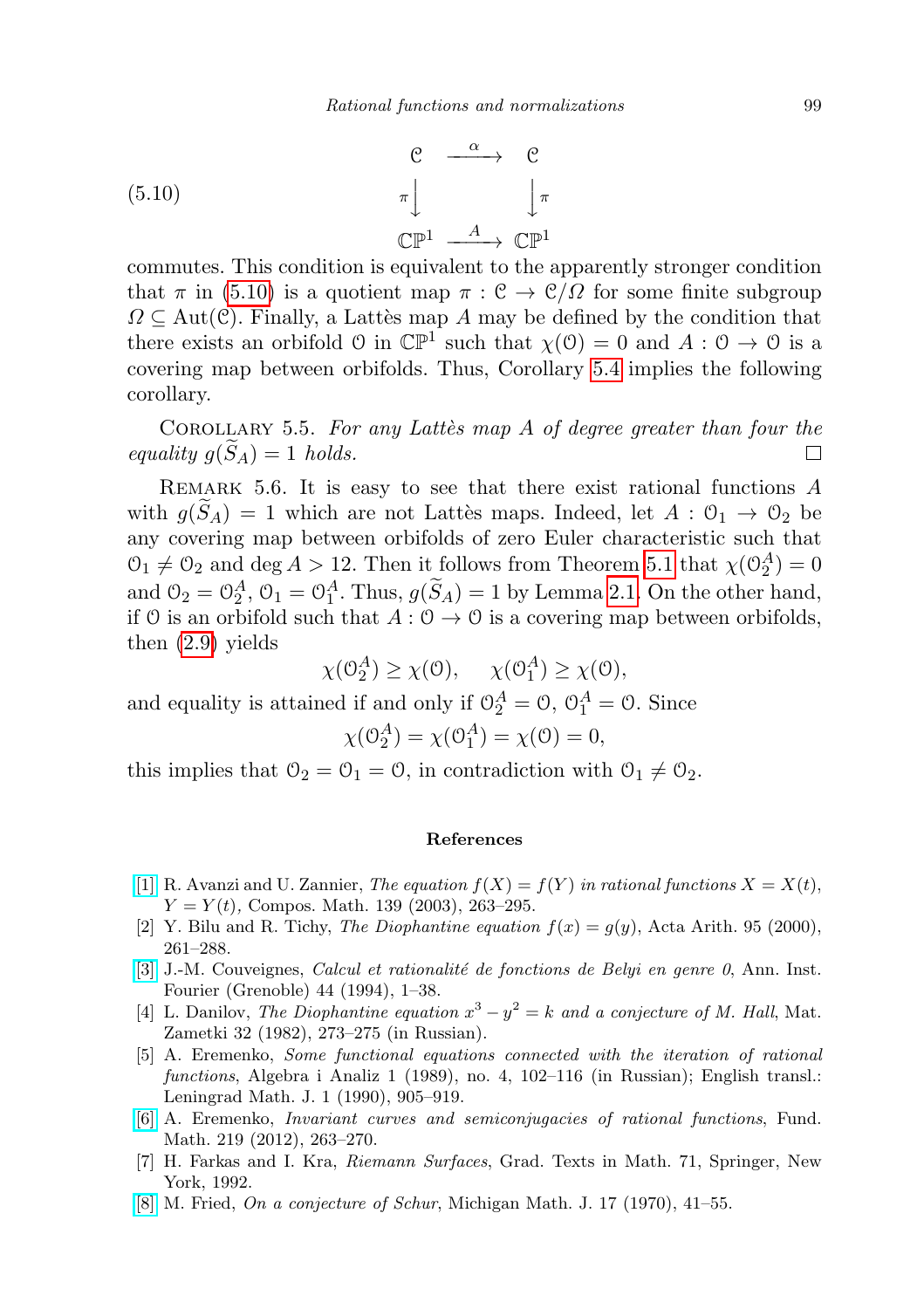$$
\begin{array}{ccc}
\mathcal{C} & \xrightarrow{\alpha} & \mathcal{C} \\
\pi \downarrow & & \downarrow \pi \\
\mathbb{CP}^1 & \xrightarrow{A} & \mathbb{CP}^1
\end{array}
\tag{5.10}
$$

commutes. This condition is equivalent to the apparently stronger condition that $\pi$ in (5.10) is a quotient map $\pi : \mathcal{C} \to \mathcal{C}/\Omega$ for some finite subgroup $\Omega \subseteq \mathrm{Aut}(\mathcal{C})$. Finally, a Lattès map $A$ may be defined by the condition that there exists an orbifold $\mathcal{O}$ in $\mathbb{CP}^1$ such that $\chi(\mathcal{O}) = 0$ and $A : \mathcal{O} \to \mathcal{O}$ is a covering map between orbifolds. Thus, Corollary 5.4 implies the following corollary.

Corollary 5.5. *For any Lattès map $A$ of degree greater than four the equality $g(\widetilde{S}_A) = 1$ holds.* □

Remark 5.6. It is easy to see that there exist rational functions $A$ with $g(\widetilde{S}_A) = 1$ which are not Lattès maps. Indeed, let $A : \mathcal{O}_1 \to \mathcal{O}_2$ be any covering map between orbifolds of zero Euler characteristic such that $\mathcal{O}_1 \neq \mathcal{O}_2$ and $\deg A > 12$. Then it follows from Theorem 5.1 that $\chi(\mathcal{O}_2^A) = 0$ and $\mathcal{O}_2 = \mathcal{O}_2^A$, $\mathcal{O}_1 = \mathcal{O}_1^A$. Thus, $g(\widetilde{S}_A) = 1$ by Lemma 2.1. On the other hand, if $\mathcal{O}$ is an orbifold such that $A : \mathcal{O} \to \mathcal{O}$ is a covering map between orbifolds, then (2.9) yields

$$\chi(\mathcal{O}_2^A) \geq \chi(\mathcal{O}), \quad \chi(\mathcal{O}_1^A) \geq \chi(\mathcal{O}),$$

and equality is attained if and only if $\mathcal{O}_2^A = \mathcal{O}$, $\mathcal{O}_1^A = \mathcal{O}$. Since

$$\chi(\mathcal{O}_2^A) = \chi(\mathcal{O}_1^A) = \chi(\mathcal{O}) = 0,$$

this implies that $\mathcal{O}_2 = \mathcal{O}_1 = \mathcal{O}$, in contradiction with $\mathcal{O}_1 \neq \mathcal{O}_2$.

## References

[1] R. Avanzi and U. Zannier, *The equation $f(X) = f(Y)$ in rational functions $X = X(t)$, $Y = Y(t)$,* Compos. Math. 139 (2003), 263–295.

[2] Y. Bilu and R. Tichy, *The Diophantine equation $f(x) = g(y)$*, Acta Arith. 95 (2000), 261–288.

[3] J.-M. Couveignes, *Calcul et rationalité de fonctions de Belyi en genre 0*, Ann. Inst. Fourier (Grenoble) 44 (1994), 1–38.

[4] L. Danilov, *The Diophantine equation $x^3 - y^2 = k$ and a conjecture of M. Hall*, Mat. Zametki 32 (1982), 273–275 (in Russian).

[5] A. Eremenko, *Some functional equations connected with the iteration of rational functions*, Algebra i Analiz 1 (1989), no. 4, 102–116 (in Russian); English transl.: Leningrad Math. J. 1 (1990), 905–919.

[6] A. Eremenko, *Invariant curves and semiconjugacies of rational functions*, Fund. Math. 219 (2012), 263–270.

[7] H. Farkas and I. Kra, *Riemann Surfaces*, Grad. Texts in Math. 71, Springer, New York, 1992.

[8] M. Fried, *On a conjecture of Schur*, Michigan Math. J. 17 (1970), 41–55.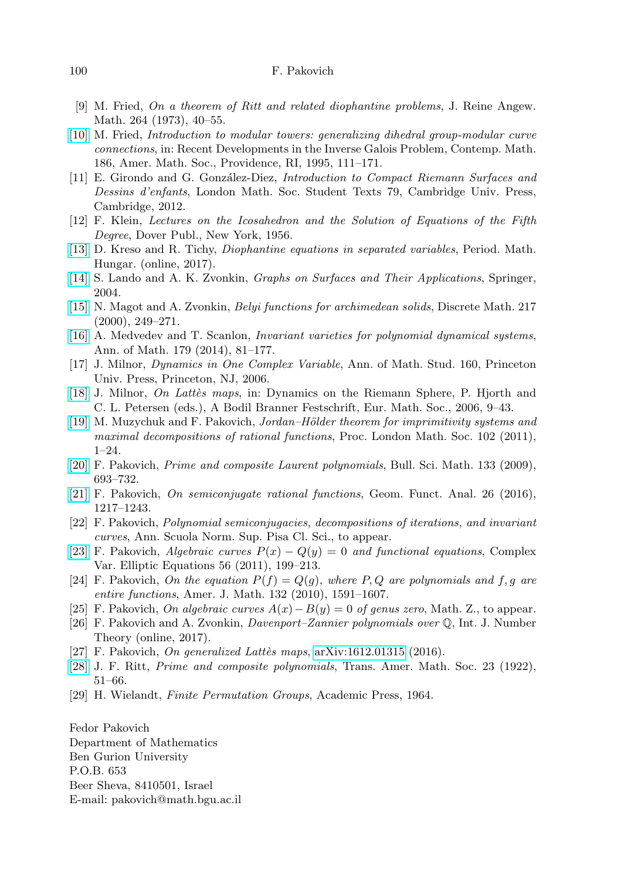[9] M. Fried, *On a theorem of Ritt and related diophantine problems*, J. Reine Angew. Math. 264 (1973), 40–55.

[10] M. Fried, *Introduction to modular towers: generalizing dihedral group-modular curve connections*, in: Recent Developments in the Inverse Galois Problem, Contemp. Math. 186, Amer. Math. Soc., Providence, RI, 1995, 111–171.

[11] E. Girondo and G. González-Diez, *Introduction to Compact Riemann Surfaces and Dessins d'enfants*, London Math. Soc. Student Texts 79, Cambridge Univ. Press, Cambridge, 2012.

[12] F. Klein, *Lectures on the Icosahedron and the Solution of Equations of the Fifth Degree*, Dover Publ., New York, 1956.

[13] D. Kreso and R. Tichy, *Diophantine equations in separated variables*, Period. Math. Hungar. (online, 2017).

[14] S. Lando and A. K. Zvonkin, *Graphs on Surfaces and Their Applications*, Springer, 2004.

[15] N. Magot and A. Zvonkin, *Belyi functions for archimedean solids*, Discrete Math. 217 (2000), 249–271.

[16] A. Medvedev and T. Scanlon, *Invariant varieties for polynomial dynamical systems*, Ann. of Math. 179 (2014), 81–177.

[17] J. Milnor, *Dynamics in One Complex Variable*, Ann. of Math. Stud. 160, Princeton Univ. Press, Princeton, NJ, 2006.

[18] J. Milnor, *On Lattès maps*, in: Dynamics on the Riemann Sphere, P. Hjorth and C. L. Petersen (eds.), A Bodil Branner Festschrift, Eur. Math. Soc., 2006, 9–43.

[19] M. Muzychuk and F. Pakovich, *Jordan–Hölder theorem for imprimitivity systems and maximal decompositions of rational functions*, Proc. London Math. Soc. 102 (2011), 1–24.

[20] F. Pakovich, *Prime and composite Laurent polynomials*, Bull. Sci. Math. 133 (2009), 693–732.

[21] F. Pakovich, *On semiconjugate rational functions*, Geom. Funct. Anal. 26 (2016), 1217–1243.

[22] F. Pakovich, *Polynomial semiconjugacies, decompositions of iterations, and invariant curves*, Ann. Scuola Norm. Sup. Pisa Cl. Sci., to appear.

[23] F. Pakovich, *Algebraic curves $P(x) - Q(y) = 0$ and functional equations*, Complex Var. Elliptic Equations 56 (2011), 199–213.

[24] F. Pakovich, *On the equation $P(f) = Q(g)$, where $P, Q$ are polynomials and $f, g$ are entire functions*, Amer. J. Math. 132 (2010), 1591–1607.

[25] F. Pakovich, *On algebraic curves $A(x) - B(y) = 0$ of genus zero*, Math. Z., to appear.

[26] F. Pakovich and A. Zvonkin, *Davenport–Zannier polynomials over $\mathbb{Q}$*, Int. J. Number Theory (online, 2017).

[27] F. Pakovich, *On generalized Lattès maps*, arXiv:1612.01315 (2016).

[28] J. F. Ritt, *Prime and composite polynomials*, Trans. Amer. Math. Soc. 23 (1922), 51–66.

[29] H. Wielandt, *Finite Permutation Groups*, Academic Press, 1964.

Fedor Pakovich
Department of Mathematics
Ben Gurion University
P.O.B. 653
Beer Sheva, 8410501, Israel
E-mail: pakovich@math.bgu.ac.il